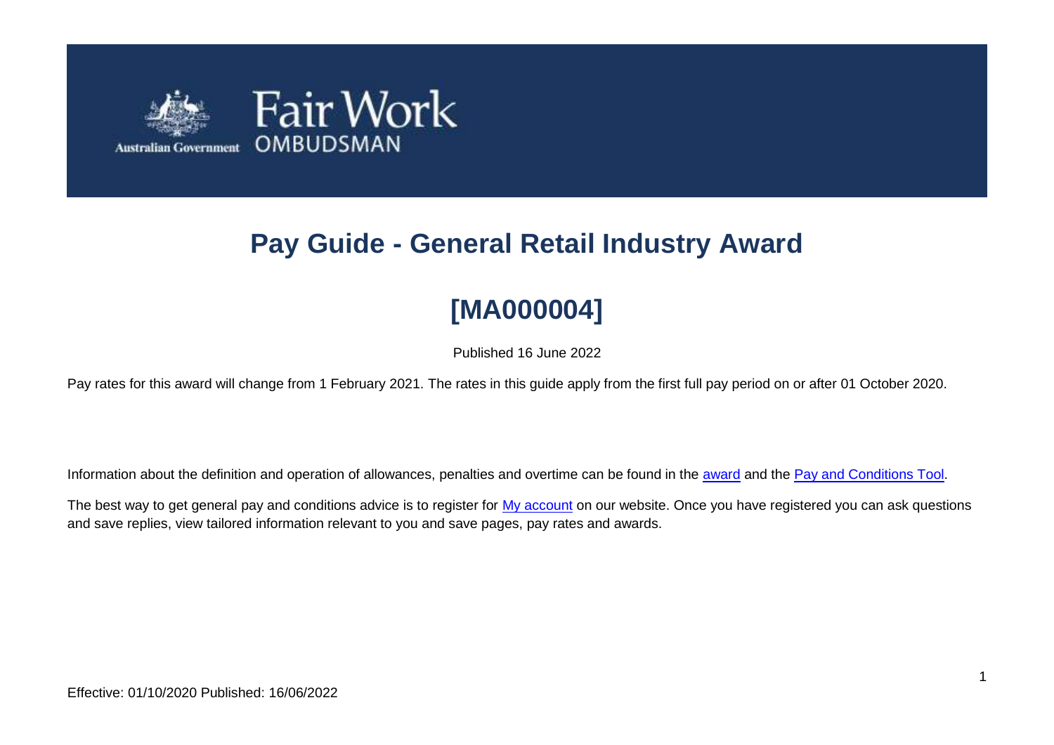Fair Work OMBUDSMAN

Australian Government

# Pay Guide - General Retail Industry Award

# [MA000004]

Published 16 June 2022

Pay rates for this award will change from 1 February 2021. The rates in this guide apply from the first full pay period on or after 01 October 2020.

Information about the definition and operation of allowances, penalties and overtime can be found in the award and the Pay and Conditions Tool.

The best way to get general pay and conditions advice is to register for My account on our website. Once you have registered you can ask questions and save replies, view tailored information relevant to you and save pages, pay rates and awards.

Effective: 01/10/2020 Published: 16/06/2022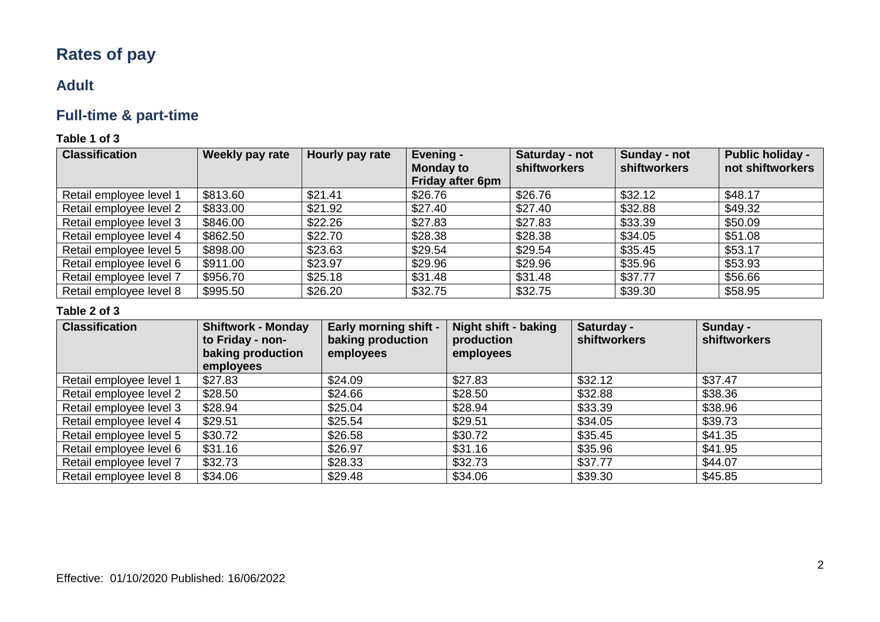# Rates of pay

## Adult

## Full-time & part-time

**Table 1 of 3**

| Classification | Weekly pay rate | Hourly pay rate | Evening - Monday to Friday after 6pm | Saturday - not shiftworkers | Sunday - not shiftworkers | Public holiday - not shiftworkers |
|---|---|---|---|---|---|---|
| Retail employee level 1 | $813.60 | $21.41 | $26.76 | $26.76 | $32.12 | $48.17 |
| Retail employee level 2 | $833.00 | $21.92 | $27.40 | $27.40 | $32.88 | $49.32 |
| Retail employee level 3 | $846.00 | $22.26 | $27.83 | $27.83 | $33.39 | $50.09 |
| Retail employee level 4 | $862.50 | $22.70 | $28.38 | $28.38 | $34.05 | $51.08 |
| Retail employee level 5 | $898.00 | $23.63 | $29.54 | $29.54 | $35.45 | $53.17 |
| Retail employee level 6 | $911.00 | $23.97 | $29.96 | $29.96 | $35.96 | $53.93 |
| Retail employee level 7 | $956.70 | $25.18 | $31.48 | $31.48 | $37.77 | $56.66 |
| Retail employee level 8 | $995.50 | $26.20 | $32.75 | $32.75 | $39.30 | $58.95 |

**Table 2 of 3**

| Classification | Shiftwork - Monday to Friday - non-baking production employees | Early morning shift - baking production employees | Night shift - baking production employees | Saturday - shiftworkers | Sunday - shiftworkers |
|---|---|---|---|---|---|
| Retail employee level 1 | $27.83 | $24.09 | $27.83 | $32.12 | $37.47 |
| Retail employee level 2 | $28.50 | $24.66 | $28.50 | $32.88 | $38.36 |
| Retail employee level 3 | $28.94 | $25.04 | $28.94 | $33.39 | $38.96 |
| Retail employee level 4 | $29.51 | $25.54 | $29.51 | $34.05 | $39.73 |
| Retail employee level 5 | $30.72 | $26.58 | $30.72 | $35.45 | $41.35 |
| Retail employee level 6 | $31.16 | $26.97 | $31.16 | $35.96 | $41.95 |
| Retail employee level 7 | $32.73 | $28.33 | $32.73 | $37.77 | $44.07 |
| Retail employee level 8 | $34.06 | $29.48 | $34.06 | $39.30 | $45.85 |

Effective: 01/10/2020 Published: 16/06/2022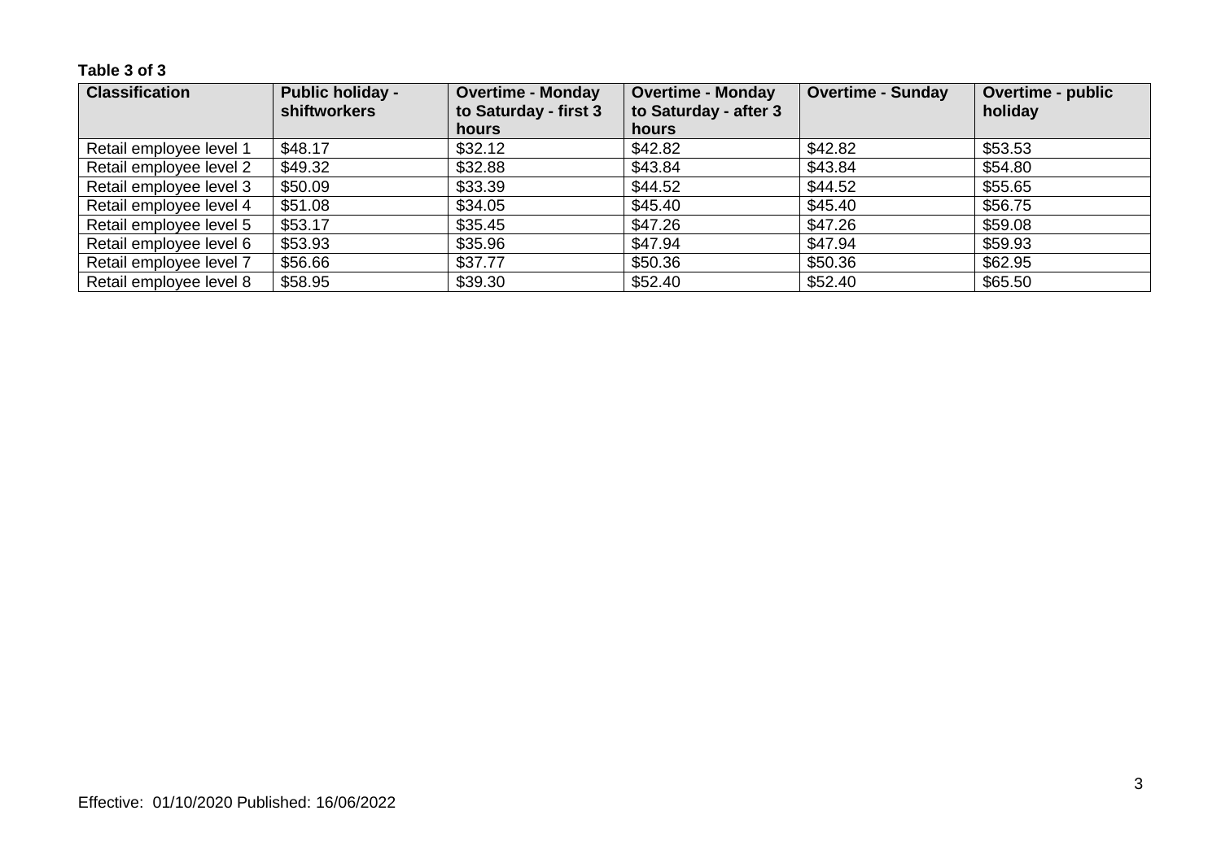**Table 3 of 3**

| Classification | Public holiday - shiftworkers | Overtime - Monday to Saturday - first 3 hours | Overtime - Monday to Saturday - after 3 hours | Overtime - Sunday | Overtime - public holiday |
|---|---|---|---|---|---|
| Retail employee level 1 | $48.17 | $32.12 | $42.82 | $42.82 | $53.53 |
| Retail employee level 2 | $49.32 | $32.88 | $43.84 | $43.84 | $54.80 |
| Retail employee level 3 | $50.09 | $33.39 | $44.52 | $44.52 | $55.65 |
| Retail employee level 4 | $51.08 | $34.05 | $45.40 | $45.40 | $56.75 |
| Retail employee level 5 | $53.17 | $35.45 | $47.26 | $47.26 | $59.08 |
| Retail employee level 6 | $53.93 | $35.96 | $47.94 | $47.94 | $59.93 |
| Retail employee level 7 | $56.66 | $37.77 | $50.36 | $50.36 | $62.95 |
| Retail employee level 8 | $58.95 | $39.30 | $52.40 | $52.40 | $65.50 |

Effective: 01/10/2020 Published: 16/06/2022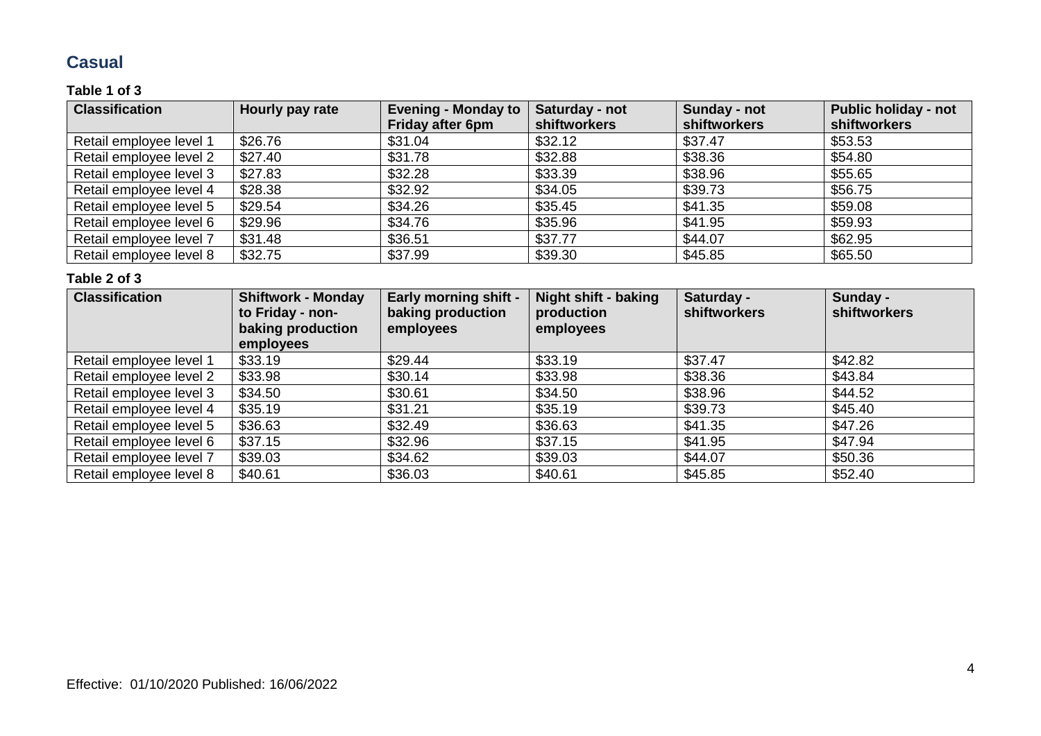## Casual

### Table 1 of 3

| Classification | Hourly pay rate | Evening - Monday to Friday after 6pm | Saturday - not shiftworkers | Sunday - not shiftworkers | Public holiday - not shiftworkers |
|---|---|---|---|---|---|
| Retail employee level 1 | $26.76 | $31.04 | $32.12 | $37.47 | $53.53 |
| Retail employee level 2 | $27.40 | $31.78 | $32.88 | $38.36 | $54.80 |
| Retail employee level 3 | $27.83 | $32.28 | $33.39 | $38.96 | $55.65 |
| Retail employee level 4 | $28.38 | $32.92 | $34.05 | $39.73 | $56.75 |
| Retail employee level 5 | $29.54 | $34.26 | $35.45 | $41.35 | $59.08 |
| Retail employee level 6 | $29.96 | $34.76 | $35.96 | $41.95 | $59.93 |
| Retail employee level 7 | $31.48 | $36.51 | $37.77 | $44.07 | $62.95 |
| Retail employee level 8 | $32.75 | $37.99 | $39.30 | $45.85 | $65.50 |

### Table 2 of 3

| Classification | Shiftwork - Monday to Friday - non-baking production employees | Early morning shift - baking production employees | Night shift - baking production employees | Saturday - shiftworkers | Sunday - shiftworkers |
|---|---|---|---|---|---|
| Retail employee level 1 | $33.19 | $29.44 | $33.19 | $37.47 | $42.82 |
| Retail employee level 2 | $33.98 | $30.14 | $33.98 | $38.36 | $43.84 |
| Retail employee level 3 | $34.50 | $30.61 | $34.50 | $38.96 | $44.52 |
| Retail employee level 4 | $35.19 | $31.21 | $35.19 | $39.73 | $45.40 |
| Retail employee level 5 | $36.63 | $32.49 | $36.63 | $41.35 | $47.26 |
| Retail employee level 6 | $37.15 | $32.96 | $37.15 | $41.95 | $47.94 |
| Retail employee level 7 | $39.03 | $34.62 | $39.03 | $44.07 | $50.36 |
| Retail employee level 8 | $40.61 | $36.03 | $40.61 | $45.85 | $52.40 |

Effective: 01/10/2020 Published: 16/06/2022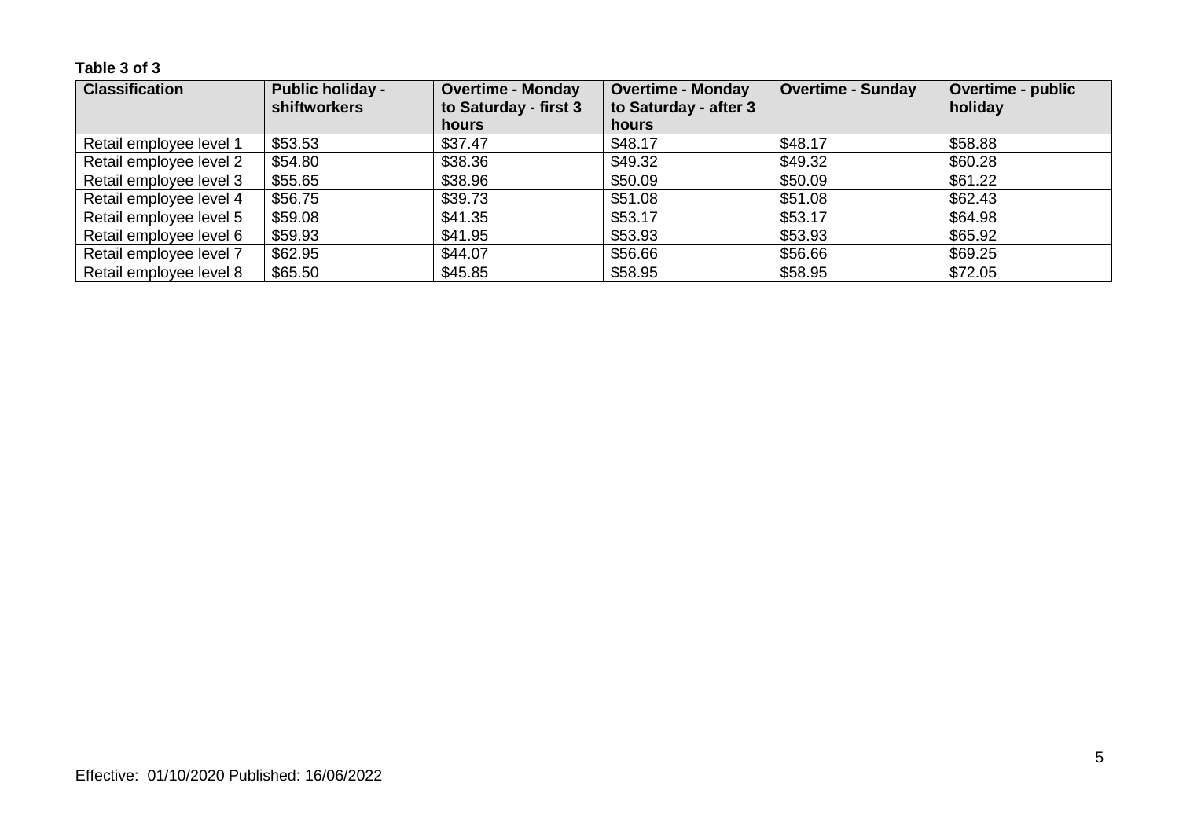**Table 3 of 3**

| Classification | Public holiday - shiftworkers | Overtime - Monday to Saturday - first 3 hours | Overtime - Monday to Saturday - after 3 hours | Overtime - Sunday | Overtime - public holiday |
|---|---|---|---|---|---|
| Retail employee level 1 | $53.53 | $37.47 | $48.17 | $48.17 | $58.88 |
| Retail employee level 2 | $54.80 | $38.36 | $49.32 | $49.32 | $60.28 |
| Retail employee level 3 | $55.65 | $38.96 | $50.09 | $50.09 | $61.22 |
| Retail employee level 4 | $56.75 | $39.73 | $51.08 | $51.08 | $62.43 |
| Retail employee level 5 | $59.08 | $41.35 | $53.17 | $53.17 | $64.98 |
| Retail employee level 6 | $59.93 | $41.95 | $53.93 | $53.93 | $65.92 |
| Retail employee level 7 | $62.95 | $44.07 | $56.66 | $56.66 | $69.25 |
| Retail employee level 8 | $65.50 | $45.85 | $58.95 | $58.95 | $72.05 |

Effective: 01/10/2020 Published: 16/06/2022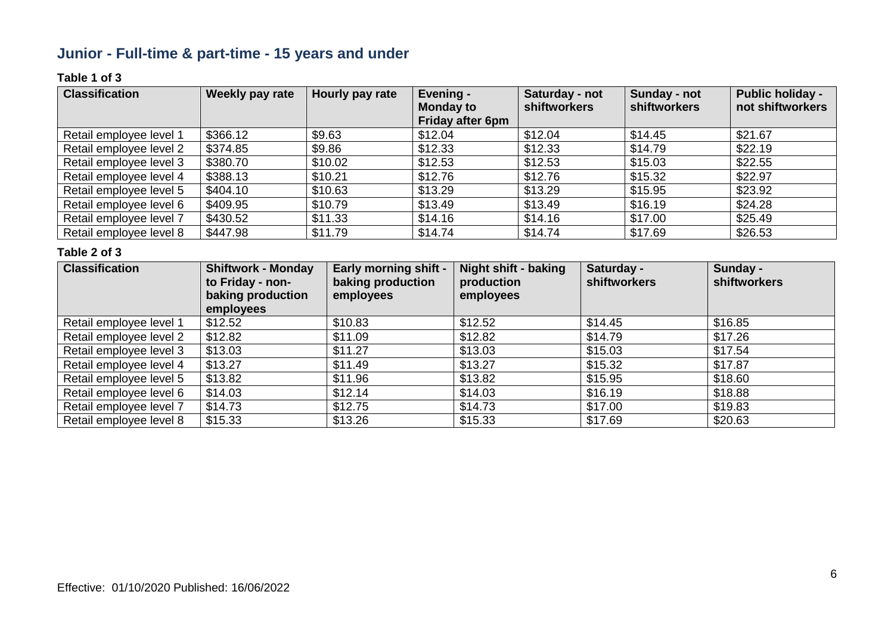## Junior - Full-time & part-time - 15 years and under

**Table 1 of 3**

| Classification | Weekly pay rate | Hourly pay rate | Evening - Monday to Friday after 6pm | Saturday - not shiftworkers | Sunday - not shiftworkers | Public holiday - not shiftworkers |
|---|---|---|---|---|---|---|
| Retail employee level 1 | $366.12 | $9.63 | $12.04 | $12.04 | $14.45 | $21.67 |
| Retail employee level 2 | $374.85 | $9.86 | $12.33 | $12.33 | $14.79 | $22.19 |
| Retail employee level 3 | $380.70 | $10.02 | $12.53 | $12.53 | $15.03 | $22.55 |
| Retail employee level 4 | $388.13 | $10.21 | $12.76 | $12.76 | $15.32 | $22.97 |
| Retail employee level 5 | $404.10 | $10.63 | $13.29 | $13.29 | $15.95 | $23.92 |
| Retail employee level 6 | $409.95 | $10.79 | $13.49 | $13.49 | $16.19 | $24.28 |
| Retail employee level 7 | $430.52 | $11.33 | $14.16 | $14.16 | $17.00 | $25.49 |
| Retail employee level 8 | $447.98 | $11.79 | $14.74 | $14.74 | $17.69 | $26.53 |

**Table 2 of 3**

| Classification | Shiftwork - Monday to Friday - non-baking production employees | Early morning shift - baking production employees | Night shift - baking production employees | Saturday - shiftworkers | Sunday - shiftworkers |
|---|---|---|---|---|---|
| Retail employee level 1 | $12.52 | $10.83 | $12.52 | $14.45 | $16.85 |
| Retail employee level 2 | $12.82 | $11.09 | $12.82 | $14.79 | $17.26 |
| Retail employee level 3 | $13.03 | $11.27 | $13.03 | $15.03 | $17.54 |
| Retail employee level 4 | $13.27 | $11.49 | $13.27 | $15.32 | $17.87 |
| Retail employee level 5 | $13.82 | $11.96 | $13.82 | $15.95 | $18.60 |
| Retail employee level 6 | $14.03 | $12.14 | $14.03 | $16.19 | $18.88 |
| Retail employee level 7 | $14.73 | $12.75 | $14.73 | $17.00 | $19.83 |
| Retail employee level 8 | $15.33 | $13.26 | $15.33 | $17.69 | $20.63 |

Effective: 01/10/2020 Published: 16/06/2022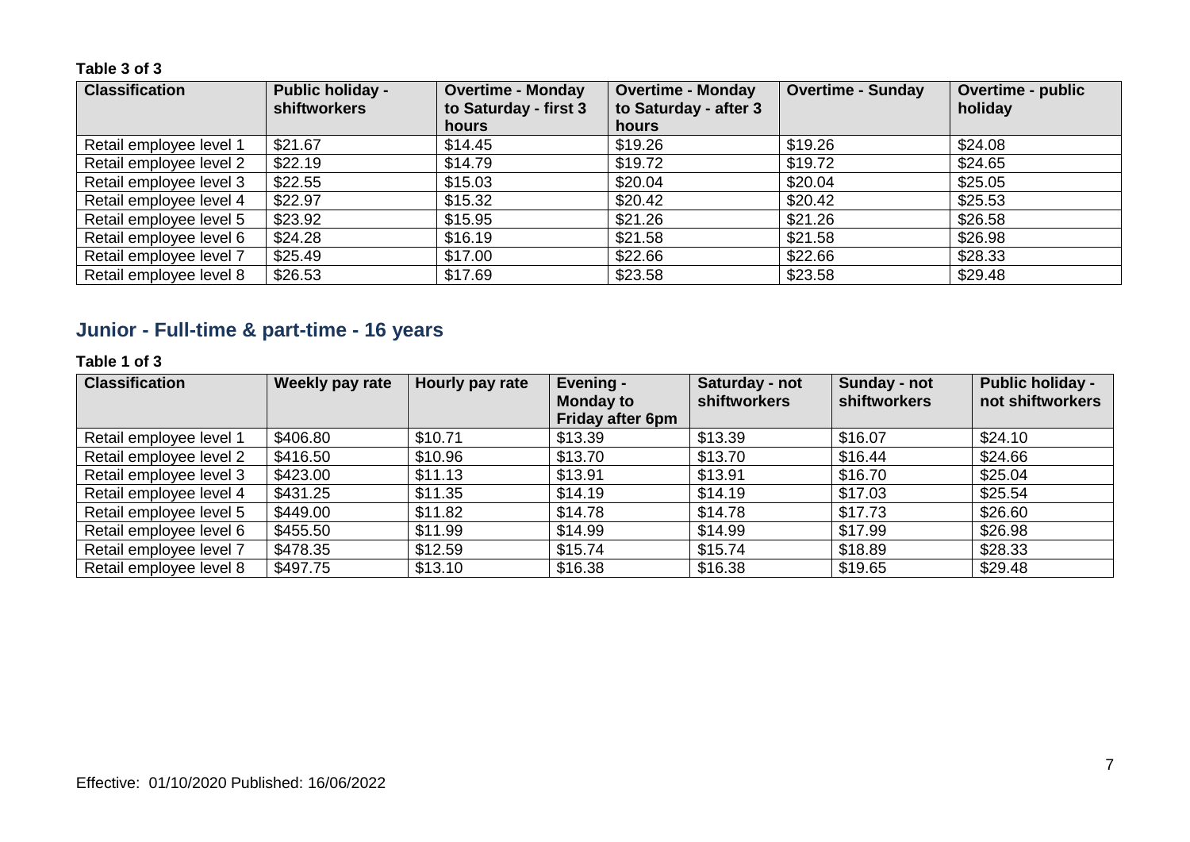**Table 3 of 3**

| Classification | Public holiday - shiftworkers | Overtime - Monday to Saturday - first 3 hours | Overtime - Monday to Saturday - after 3 hours | Overtime - Sunday | Overtime - public holiday |
|---|---|---|---|---|---|
| Retail employee level 1 | $21.67 | $14.45 | $19.26 | $19.26 | $24.08 |
| Retail employee level 2 | $22.19 | $14.79 | $19.72 | $19.72 | $24.65 |
| Retail employee level 3 | $22.55 | $15.03 | $20.04 | $20.04 | $25.05 |
| Retail employee level 4 | $22.97 | $15.32 | $20.42 | $20.42 | $25.53 |
| Retail employee level 5 | $23.92 | $15.95 | $21.26 | $21.26 | $26.58 |
| Retail employee level 6 | $24.28 | $16.19 | $21.58 | $21.58 | $26.98 |
| Retail employee level 7 | $25.49 | $17.00 | $22.66 | $22.66 | $28.33 |
| Retail employee level 8 | $26.53 | $17.69 | $23.58 | $23.58 | $29.48 |

## Junior - Full-time & part-time - 16 years

**Table 1 of 3**

| Classification | Weekly pay rate | Hourly pay rate | Evening - Monday to Friday after 6pm | Saturday - not shiftworkers | Sunday - not shiftworkers | Public holiday - not shiftworkers |
|---|---|---|---|---|---|---|
| Retail employee level 1 | $406.80 | $10.71 | $13.39 | $13.39 | $16.07 | $24.10 |
| Retail employee level 2 | $416.50 | $10.96 | $13.70 | $13.70 | $16.44 | $24.66 |
| Retail employee level 3 | $423.00 | $11.13 | $13.91 | $13.91 | $16.70 | $25.04 |
| Retail employee level 4 | $431.25 | $11.35 | $14.19 | $14.19 | $17.03 | $25.54 |
| Retail employee level 5 | $449.00 | $11.82 | $14.78 | $14.78 | $17.73 | $26.60 |
| Retail employee level 6 | $455.50 | $11.99 | $14.99 | $14.99 | $17.99 | $26.98 |
| Retail employee level 7 | $478.35 | $12.59 | $15.74 | $15.74 | $18.89 | $28.33 |
| Retail employee level 8 | $497.75 | $13.10 | $16.38 | $16.38 | $19.65 | $29.48 |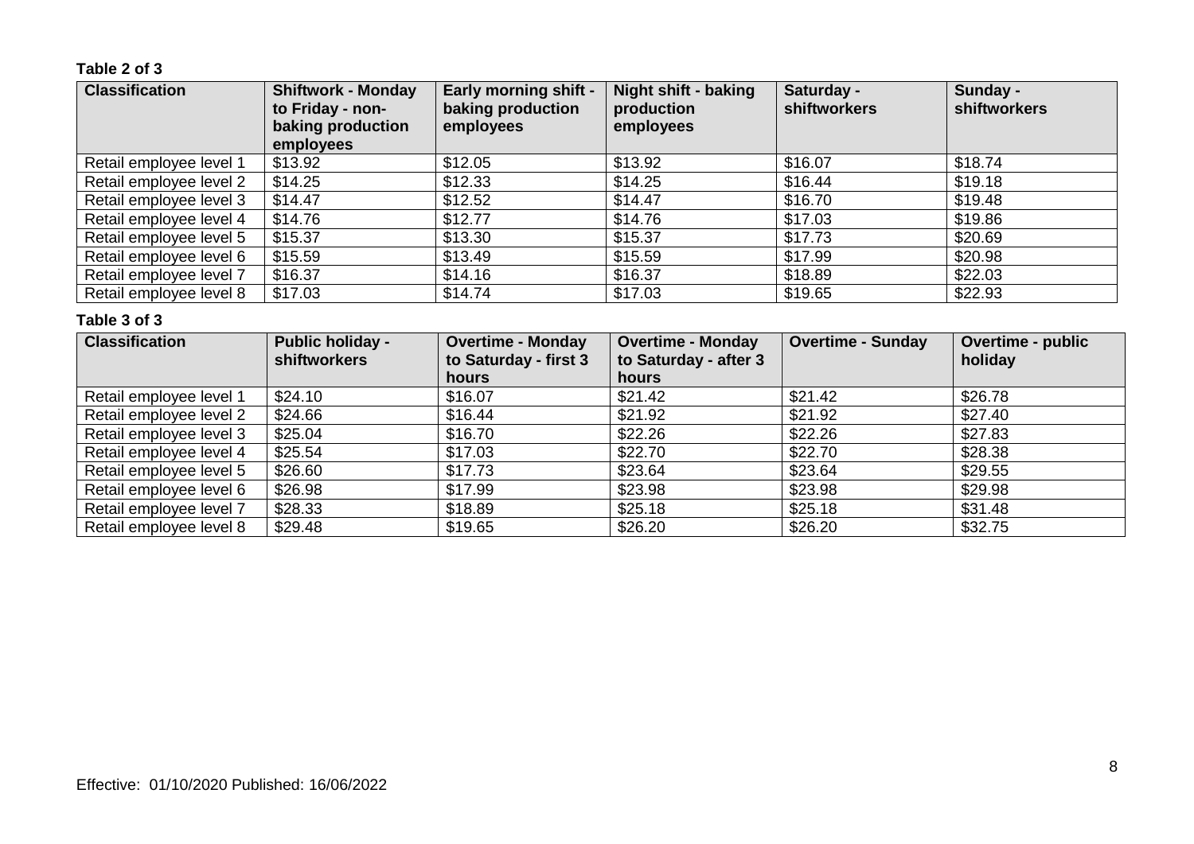**Table 2 of 3**

| Classification | Shiftwork - Monday to Friday - non-baking production employees | Early morning shift - baking production employees | Night shift - baking production employees | Saturday - shiftworkers | Sunday - shiftworkers |
|---|---|---|---|---|---|
| Retail employee level 1 | $13.92 | $12.05 | $13.92 | $16.07 | $18.74 |
| Retail employee level 2 | $14.25 | $12.33 | $14.25 | $16.44 | $19.18 |
| Retail employee level 3 | $14.47 | $12.52 | $14.47 | $16.70 | $19.48 |
| Retail employee level 4 | $14.76 | $12.77 | $14.76 | $17.03 | $19.86 |
| Retail employee level 5 | $15.37 | $13.30 | $15.37 | $17.73 | $20.69 |
| Retail employee level 6 | $15.59 | $13.49 | $15.59 | $17.99 | $20.98 |
| Retail employee level 7 | $16.37 | $14.16 | $16.37 | $18.89 | $22.03 |
| Retail employee level 8 | $17.03 | $14.74 | $17.03 | $19.65 | $22.93 |

**Table 3 of 3**

| Classification | Public holiday - shiftworkers | Overtime - Monday to Saturday - first 3 hours | Overtime - Monday to Saturday - after 3 hours | Overtime - Sunday | Overtime - public holiday |
|---|---|---|---|---|---|
| Retail employee level 1 | $24.10 | $16.07 | $21.42 | $21.42 | $26.78 |
| Retail employee level 2 | $24.66 | $16.44 | $21.92 | $21.92 | $27.40 |
| Retail employee level 3 | $25.04 | $16.70 | $22.26 | $22.26 | $27.83 |
| Retail employee level 4 | $25.54 | $17.03 | $22.70 | $22.70 | $28.38 |
| Retail employee level 5 | $26.60 | $17.73 | $23.64 | $23.64 | $29.55 |
| Retail employee level 6 | $26.98 | $17.99 | $23.98 | $23.98 | $29.98 |
| Retail employee level 7 | $28.33 | $18.89 | $25.18 | $25.18 | $31.48 |
| Retail employee level 8 | $29.48 | $19.65 | $26.20 | $26.20 | $32.75 |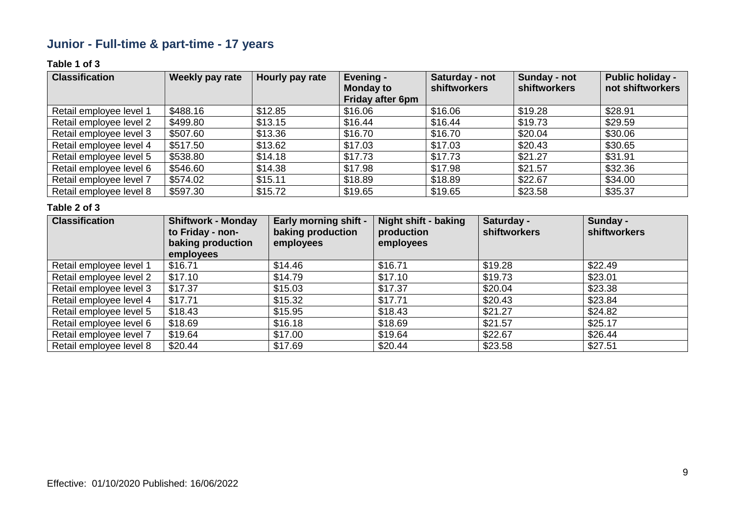## Junior - Full-time & part-time - 17 years

**Table 1 of 3**

| Classification | Weekly pay rate | Hourly pay rate | Evening - Monday to Friday after 6pm | Saturday - not shiftworkers | Sunday - not shiftworkers | Public holiday - not shiftworkers |
|---|---|---|---|---|---|---|
| Retail employee level 1 | $488.16 | $12.85 | $16.06 | $16.06 | $19.28 | $28.91 |
| Retail employee level 2 | $499.80 | $13.15 | $16.44 | $16.44 | $19.73 | $29.59 |
| Retail employee level 3 | $507.60 | $13.36 | $16.70 | $16.70 | $20.04 | $30.06 |
| Retail employee level 4 | $517.50 | $13.62 | $17.03 | $17.03 | $20.43 | $30.65 |
| Retail employee level 5 | $538.80 | $14.18 | $17.73 | $17.73 | $21.27 | $31.91 |
| Retail employee level 6 | $546.60 | $14.38 | $17.98 | $17.98 | $21.57 | $32.36 |
| Retail employee level 7 | $574.02 | $15.11 | $18.89 | $18.89 | $22.67 | $34.00 |
| Retail employee level 8 | $597.30 | $15.72 | $19.65 | $19.65 | $23.58 | $35.37 |

**Table 2 of 3**

| Classification | Shiftwork - Monday to Friday - non-baking production employees | Early morning shift - baking production employees | Night shift - baking production employees | Saturday - shiftworkers | Sunday - shiftworkers |
|---|---|---|---|---|---|
| Retail employee level 1 | $16.71 | $14.46 | $16.71 | $19.28 | $22.49 |
| Retail employee level 2 | $17.10 | $14.79 | $17.10 | $19.73 | $23.01 |
| Retail employee level 3 | $17.37 | $15.03 | $17.37 | $20.04 | $23.38 |
| Retail employee level 4 | $17.71 | $15.32 | $17.71 | $20.43 | $23.84 |
| Retail employee level 5 | $18.43 | $15.95 | $18.43 | $21.27 | $24.82 |
| Retail employee level 6 | $18.69 | $16.18 | $18.69 | $21.57 | $25.17 |
| Retail employee level 7 | $19.64 | $17.00 | $19.64 | $22.67 | $26.44 |
| Retail employee level 8 | $20.44 | $17.69 | $20.44 | $23.58 | $27.51 |

Effective: 01/10/2020 Published: 16/06/2022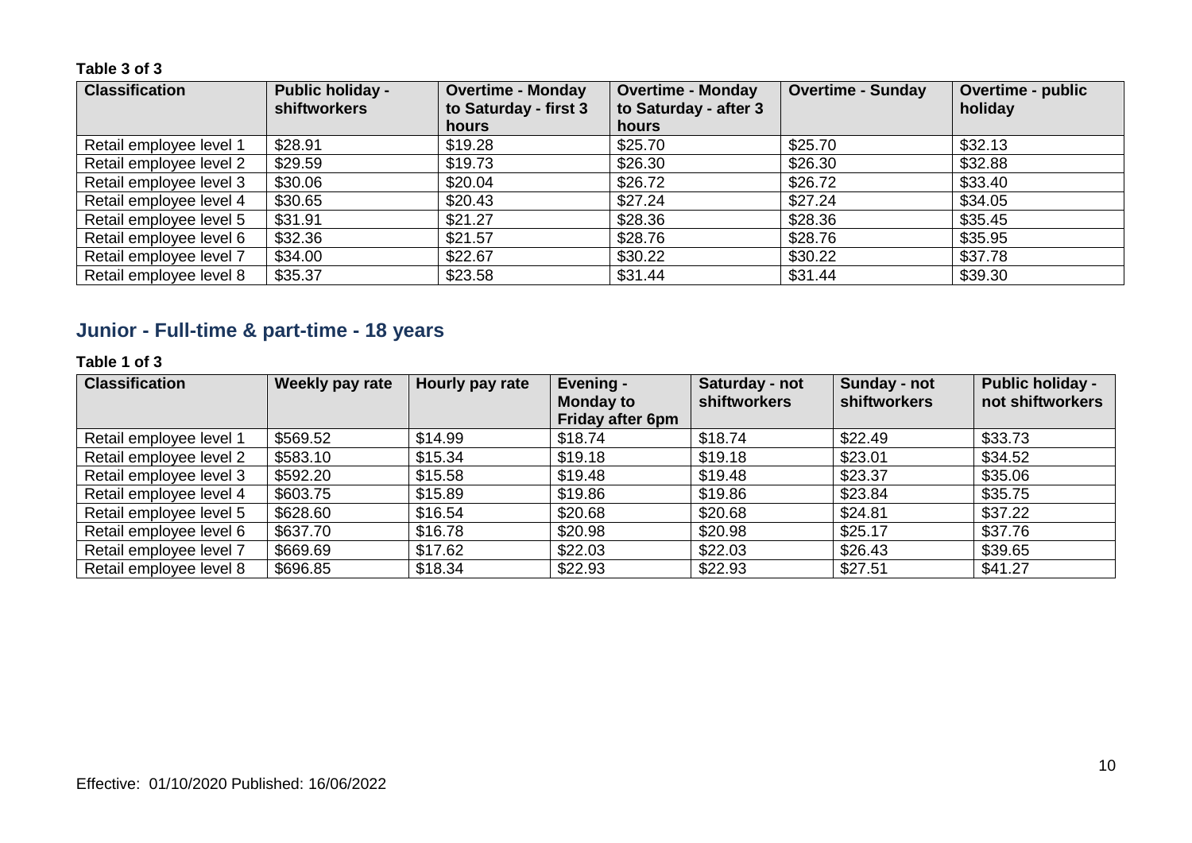**Table 3 of 3**

| Classification | Public holiday - shiftworkers | Overtime - Monday to Saturday - first 3 hours | Overtime - Monday to Saturday - after 3 hours | Overtime - Sunday | Overtime - public holiday |
|---|---|---|---|---|---|
| Retail employee level 1 | $28.91 | $19.28 | $25.70 | $25.70 | $32.13 |
| Retail employee level 2 | $29.59 | $19.73 | $26.30 | $26.30 | $32.88 |
| Retail employee level 3 | $30.06 | $20.04 | $26.72 | $26.72 | $33.40 |
| Retail employee level 4 | $30.65 | $20.43 | $27.24 | $27.24 | $34.05 |
| Retail employee level 5 | $31.91 | $21.27 | $28.36 | $28.36 | $35.45 |
| Retail employee level 6 | $32.36 | $21.57 | $28.76 | $28.76 | $35.95 |
| Retail employee level 7 | $34.00 | $22.67 | $30.22 | $30.22 | $37.78 |
| Retail employee level 8 | $35.37 | $23.58 | $31.44 | $31.44 | $39.30 |

## Junior - Full-time & part-time - 18 years

**Table 1 of 3**

| Classification | Weekly pay rate | Hourly pay rate | Evening - Monday to Friday after 6pm | Saturday - not shiftworkers | Sunday - not shiftworkers | Public holiday - not shiftworkers |
|---|---|---|---|---|---|---|
| Retail employee level 1 | $569.52 | $14.99 | $18.74 | $18.74 | $22.49 | $33.73 |
| Retail employee level 2 | $583.10 | $15.34 | $19.18 | $19.18 | $23.01 | $34.52 |
| Retail employee level 3 | $592.20 | $15.58 | $19.48 | $19.48 | $23.37 | $35.06 |
| Retail employee level 4 | $603.75 | $15.89 | $19.86 | $19.86 | $23.84 | $35.75 |
| Retail employee level 5 | $628.60 | $16.54 | $20.68 | $20.68 | $24.81 | $37.22 |
| Retail employee level 6 | $637.70 | $16.78 | $20.98 | $20.98 | $25.17 | $37.76 |
| Retail employee level 7 | $669.69 | $17.62 | $22.03 | $22.03 | $26.43 | $39.65 |
| Retail employee level 8 | $696.85 | $18.34 | $22.93 | $22.93 | $27.51 | $41.27 |

Effective: 01/10/2020 Published: 16/06/2022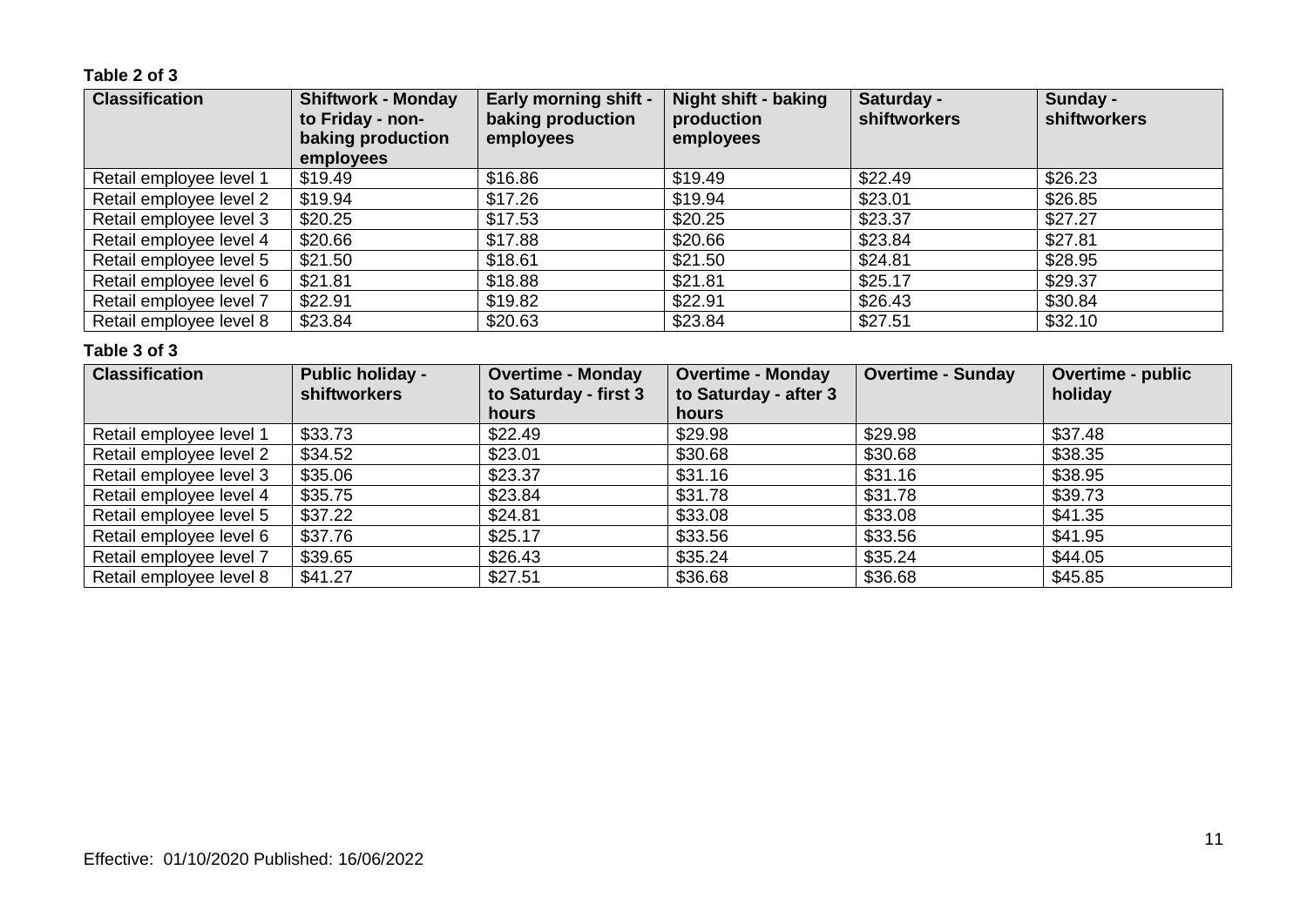**Table 2 of 3**

| Classification | Shiftwork - Monday to Friday - non-baking production employees | Early morning shift - baking production employees | Night shift - baking production employees | Saturday - shiftworkers | Sunday - shiftworkers |
|---|---|---|---|---|---|
| Retail employee level 1 | $19.49 | $16.86 | $19.49 | $22.49 | $26.23 |
| Retail employee level 2 | $19.94 | $17.26 | $19.94 | $23.01 | $26.85 |
| Retail employee level 3 | $20.25 | $17.53 | $20.25 | $23.37 | $27.27 |
| Retail employee level 4 | $20.66 | $17.88 | $20.66 | $23.84 | $27.81 |
| Retail employee level 5 | $21.50 | $18.61 | $21.50 | $24.81 | $28.95 |
| Retail employee level 6 | $21.81 | $18.88 | $21.81 | $25.17 | $29.37 |
| Retail employee level 7 | $22.91 | $19.82 | $22.91 | $26.43 | $30.84 |
| Retail employee level 8 | $23.84 | $20.63 | $23.84 | $27.51 | $32.10 |

**Table 3 of 3**

| Classification | Public holiday - shiftworkers | Overtime - Monday to Saturday - first 3 hours | Overtime - Monday to Saturday - after 3 hours | Overtime - Sunday | Overtime - public holiday |
|---|---|---|---|---|---|
| Retail employee level 1 | $33.73 | $22.49 | $29.98 | $29.98 | $37.48 |
| Retail employee level 2 | $34.52 | $23.01 | $30.68 | $30.68 | $38.35 |
| Retail employee level 3 | $35.06 | $23.37 | $31.16 | $31.16 | $38.95 |
| Retail employee level 4 | $35.75 | $23.84 | $31.78 | $31.78 | $39.73 |
| Retail employee level 5 | $37.22 | $24.81 | $33.08 | $33.08 | $41.35 |
| Retail employee level 6 | $37.76 | $25.17 | $33.56 | $33.56 | $41.95 |
| Retail employee level 7 | $39.65 | $26.43 | $35.24 | $35.24 | $44.05 |
| Retail employee level 8 | $41.27 | $27.51 | $36.68 | $36.68 | $45.85 |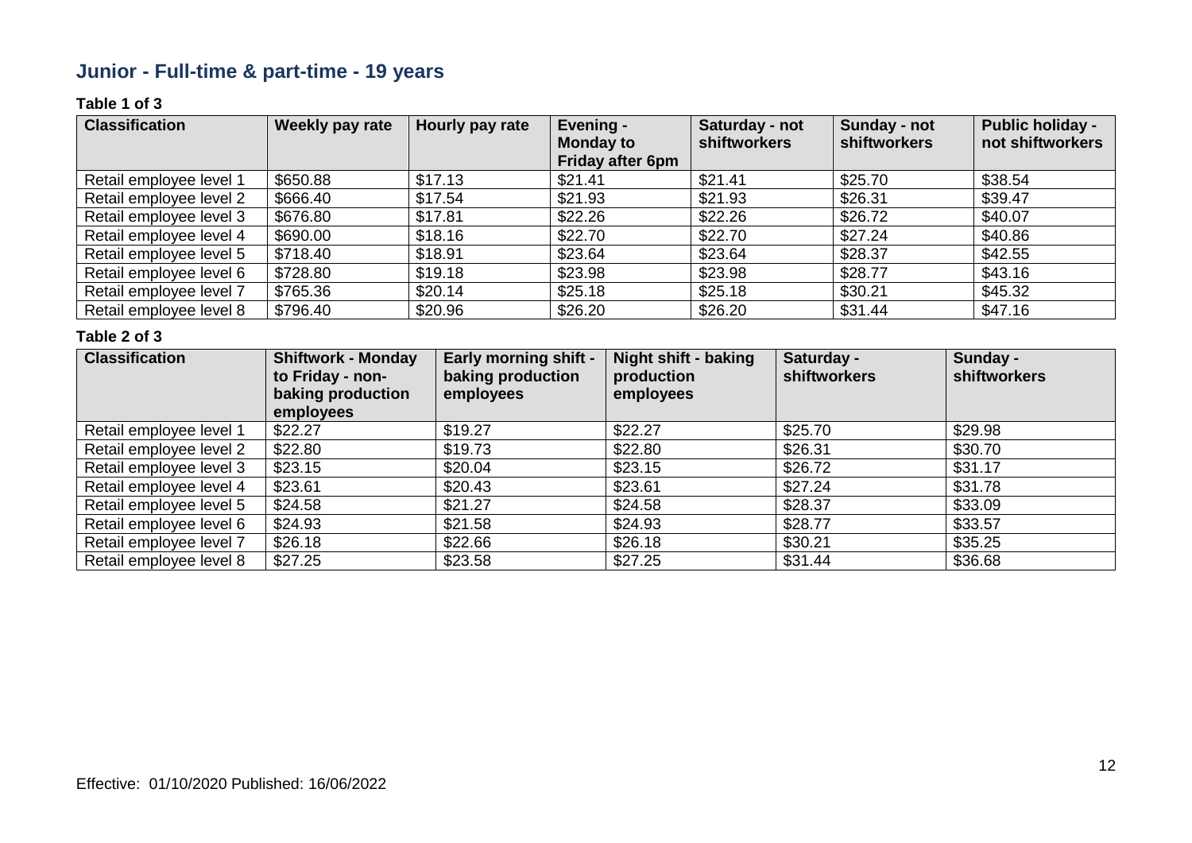## Junior - Full-time & part-time - 19 years

**Table 1 of 3**

| Classification | Weekly pay rate | Hourly pay rate | Evening - Monday to Friday after 6pm | Saturday - not shiftworkers | Sunday - not shiftworkers | Public holiday - not shiftworkers |
|---|---|---|---|---|---|---|
| Retail employee level 1 | $650.88 | $17.13 | $21.41 | $21.41 | $25.70 | $38.54 |
| Retail employee level 2 | $666.40 | $17.54 | $21.93 | $21.93 | $26.31 | $39.47 |
| Retail employee level 3 | $676.80 | $17.81 | $22.26 | $22.26 | $26.72 | $40.07 |
| Retail employee level 4 | $690.00 | $18.16 | $22.70 | $22.70 | $27.24 | $40.86 |
| Retail employee level 5 | $718.40 | $18.91 | $23.64 | $23.64 | $28.37 | $42.55 |
| Retail employee level 6 | $728.80 | $19.18 | $23.98 | $23.98 | $28.77 | $43.16 |
| Retail employee level 7 | $765.36 | $20.14 | $25.18 | $25.18 | $30.21 | $45.32 |
| Retail employee level 8 | $796.40 | $20.96 | $26.20 | $26.20 | $31.44 | $47.16 |

**Table 2 of 3**

| Classification | Shiftwork - Monday to Friday - non-baking production employees | Early morning shift - baking production employees | Night shift - baking production employees | Saturday - shiftworkers | Sunday - shiftworkers |
|---|---|---|---|---|---|
| Retail employee level 1 | $22.27 | $19.27 | $22.27 | $25.70 | $29.98 |
| Retail employee level 2 | $22.80 | $19.73 | $22.80 | $26.31 | $30.70 |
| Retail employee level 3 | $23.15 | $20.04 | $23.15 | $26.72 | $31.17 |
| Retail employee level 4 | $23.61 | $20.43 | $23.61 | $27.24 | $31.78 |
| Retail employee level 5 | $24.58 | $21.27 | $24.58 | $28.37 | $33.09 |
| Retail employee level 6 | $24.93 | $21.58 | $24.93 | $28.77 | $33.57 |
| Retail employee level 7 | $26.18 | $22.66 | $26.18 | $30.21 | $35.25 |
| Retail employee level 8 | $27.25 | $23.58 | $27.25 | $31.44 | $36.68 |

Effective: 01/10/2020 Published: 16/06/2022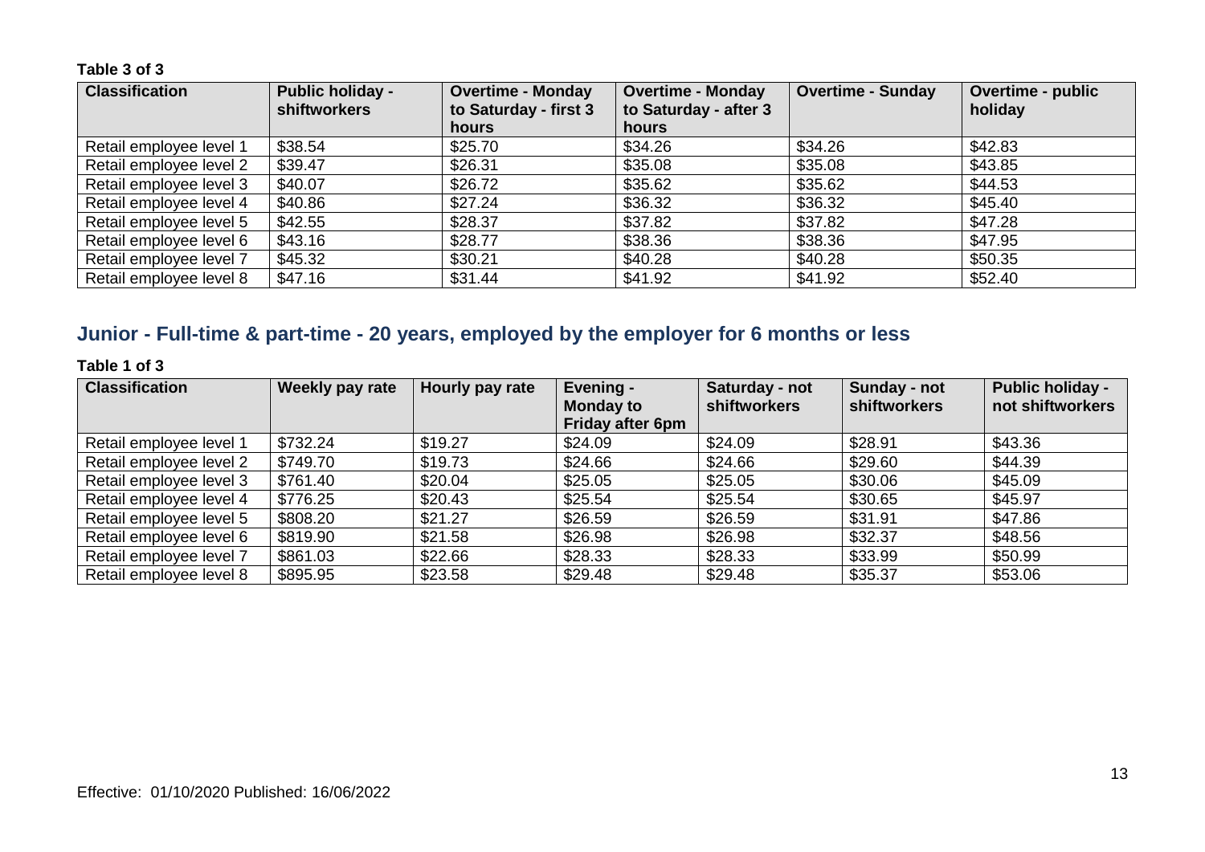**Table 3 of 3**

| Classification | Public holiday - shiftworkers | Overtime - Monday to Saturday - first 3 hours | Overtime - Monday to Saturday - after 3 hours | Overtime - Sunday | Overtime - public holiday |
|---|---|---|---|---|---|
| Retail employee level 1 | $38.54 | $25.70 | $34.26 | $34.26 | $42.83 |
| Retail employee level 2 | $39.47 | $26.31 | $35.08 | $35.08 | $43.85 |
| Retail employee level 3 | $40.07 | $26.72 | $35.62 | $35.62 | $44.53 |
| Retail employee level 4 | $40.86 | $27.24 | $36.32 | $36.32 | $45.40 |
| Retail employee level 5 | $42.55 | $28.37 | $37.82 | $37.82 | $47.28 |
| Retail employee level 6 | $43.16 | $28.77 | $38.36 | $38.36 | $47.95 |
| Retail employee level 7 | $45.32 | $30.21 | $40.28 | $40.28 | $50.35 |
| Retail employee level 8 | $47.16 | $31.44 | $41.92 | $41.92 | $52.40 |

## Junior - Full-time & part-time - 20 years, employed by the employer for 6 months or less

**Table 1 of 3**

| Classification | Weekly pay rate | Hourly pay rate | Evening - Monday to Friday after 6pm | Saturday - not shiftworkers | Sunday - not shiftworkers | Public holiday - not shiftworkers |
|---|---|---|---|---|---|---|
| Retail employee level 1 | $732.24 | $19.27 | $24.09 | $24.09 | $28.91 | $43.36 |
| Retail employee level 2 | $749.70 | $19.73 | $24.66 | $24.66 | $29.60 | $44.39 |
| Retail employee level 3 | $761.40 | $20.04 | $25.05 | $25.05 | $30.06 | $45.09 |
| Retail employee level 4 | $776.25 | $20.43 | $25.54 | $25.54 | $30.65 | $45.97 |
| Retail employee level 5 | $808.20 | $21.27 | $26.59 | $26.59 | $31.91 | $47.86 |
| Retail employee level 6 | $819.90 | $21.58 | $26.98 | $26.98 | $32.37 | $48.56 |
| Retail employee level 7 | $861.03 | $22.66 | $28.33 | $28.33 | $33.99 | $50.99 |
| Retail employee level 8 | $895.95 | $23.58 | $29.48 | $29.48 | $35.37 | $53.06 |

Effective: 01/10/2020 Published: 16/06/2022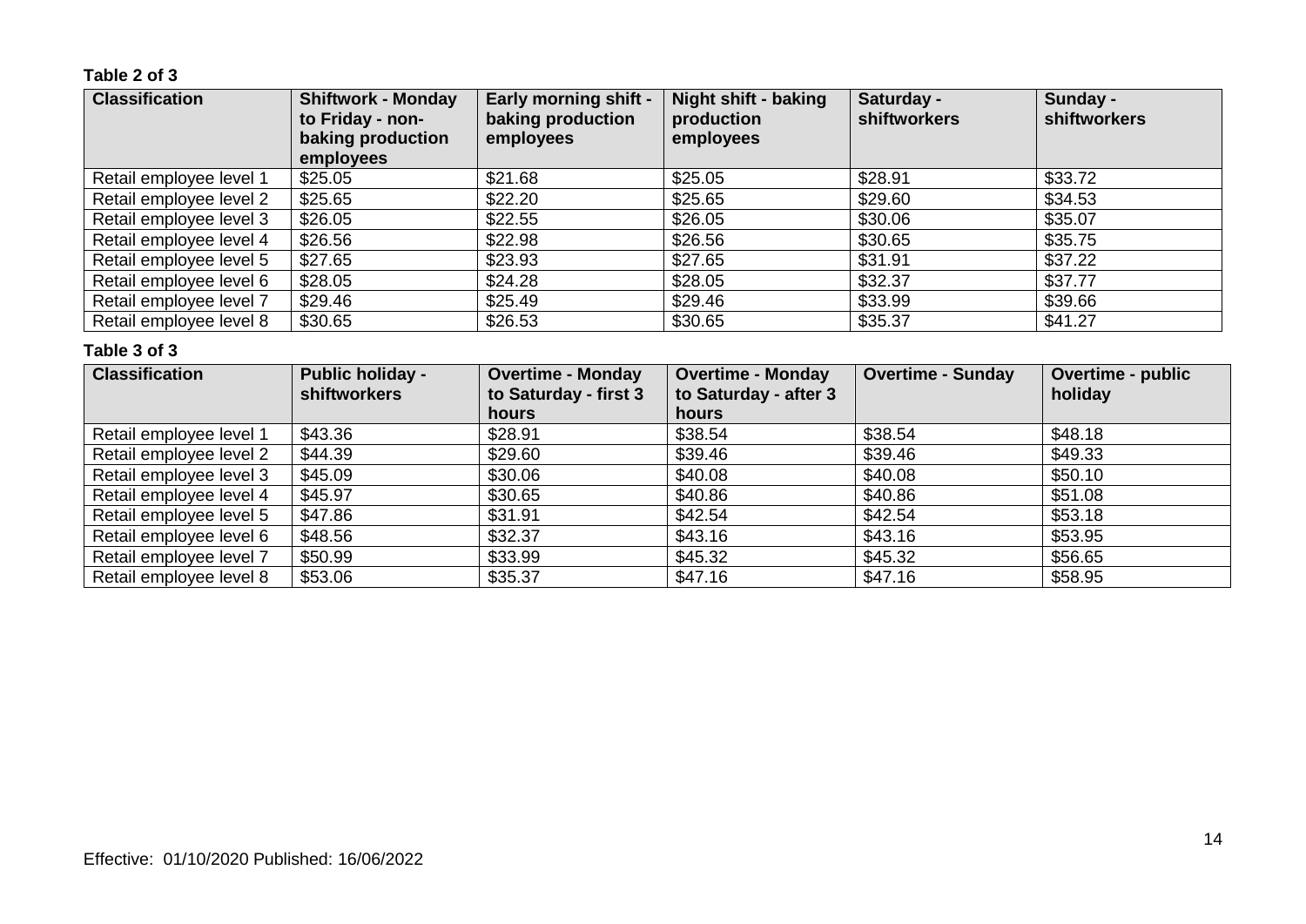**Table 2 of 3**

| Classification | Shiftwork - Monday to Friday - non-baking production employees | Early morning shift - baking production employees | Night shift - baking production employees | Saturday - shiftworkers | Sunday - shiftworkers |
|---|---|---|---|---|---|
| Retail employee level 1 | $25.05 | $21.68 | $25.05 | $28.91 | $33.72 |
| Retail employee level 2 | $25.65 | $22.20 | $25.65 | $29.60 | $34.53 |
| Retail employee level 3 | $26.05 | $22.55 | $26.05 | $30.06 | $35.07 |
| Retail employee level 4 | $26.56 | $22.98 | $26.56 | $30.65 | $35.75 |
| Retail employee level 5 | $27.65 | $23.93 | $27.65 | $31.91 | $37.22 |
| Retail employee level 6 | $28.05 | $24.28 | $28.05 | $32.37 | $37.77 |
| Retail employee level 7 | $29.46 | $25.49 | $29.46 | $33.99 | $39.66 |
| Retail employee level 8 | $30.65 | $26.53 | $30.65 | $35.37 | $41.27 |

**Table 3 of 3**

| Classification | Public holiday - shiftworkers | Overtime - Monday to Saturday - first 3 hours | Overtime - Monday to Saturday - after 3 hours | Overtime - Sunday | Overtime - public holiday |
|---|---|---|---|---|---|
| Retail employee level 1 | $43.36 | $28.91 | $38.54 | $38.54 | $48.18 |
| Retail employee level 2 | $44.39 | $29.60 | $39.46 | $39.46 | $49.33 |
| Retail employee level 3 | $45.09 | $30.06 | $40.08 | $40.08 | $50.10 |
| Retail employee level 4 | $45.97 | $30.65 | $40.86 | $40.86 | $51.08 |
| Retail employee level 5 | $47.86 | $31.91 | $42.54 | $42.54 | $53.18 |
| Retail employee level 6 | $48.56 | $32.37 | $43.16 | $43.16 | $53.95 |
| Retail employee level 7 | $50.99 | $33.99 | $45.32 | $45.32 | $56.65 |
| Retail employee level 8 | $53.06 | $35.37 | $47.16 | $47.16 | $58.95 |

Effective: 01/10/2020 Published: 16/06/2022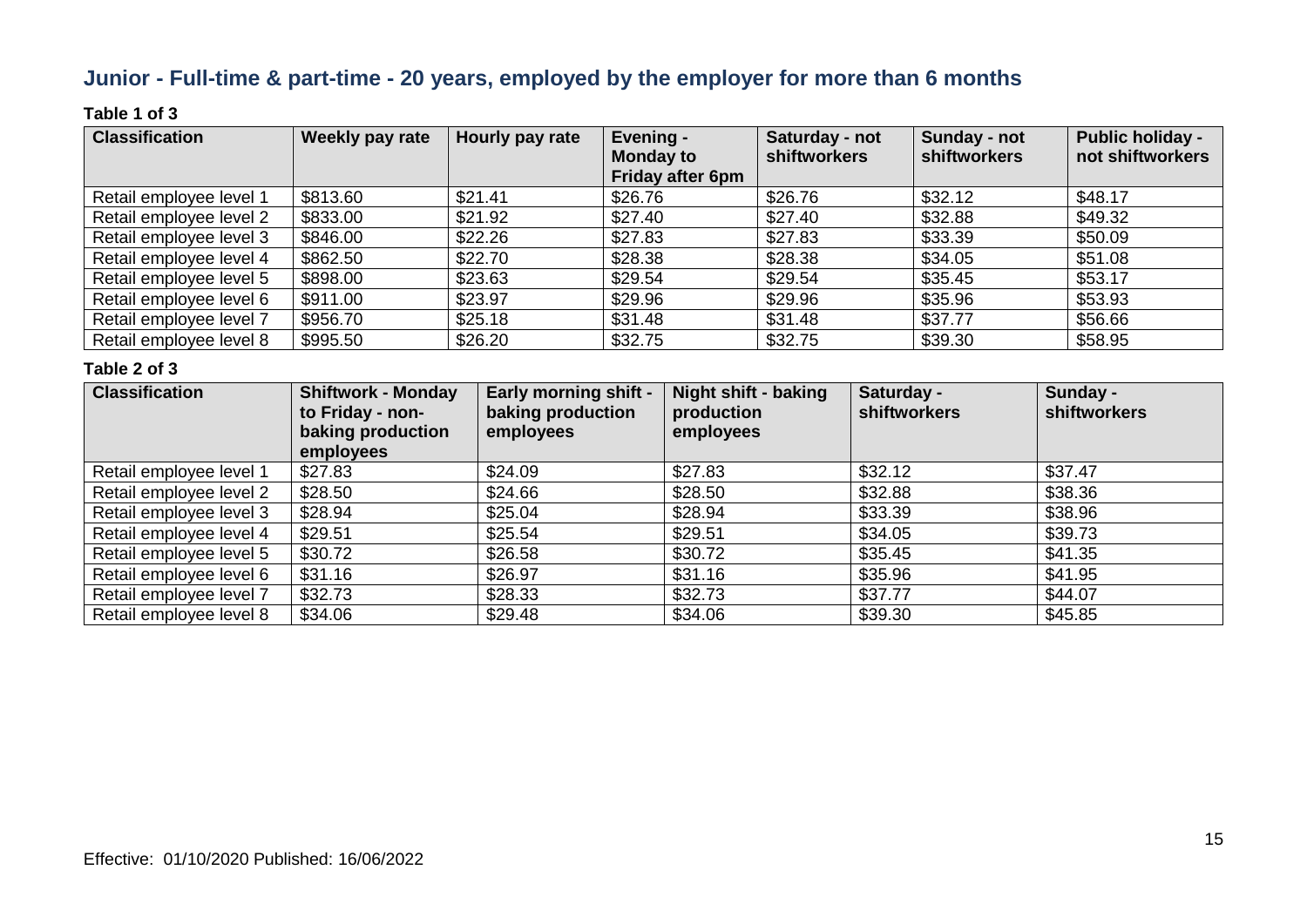## Junior - Full-time & part-time - 20 years, employed by the employer for more than 6 months

**Table 1 of 3**

| Classification | Weekly pay rate | Hourly pay rate | Evening - Monday to Friday after 6pm | Saturday - not shiftworkers | Sunday - not shiftworkers | Public holiday - not shiftworkers |
|---|---|---|---|---|---|---|
| Retail employee level 1 | $813.60 | $21.41 | $26.76 | $26.76 | $32.12 | $48.17 |
| Retail employee level 2 | $833.00 | $21.92 | $27.40 | $27.40 | $32.88 | $49.32 |
| Retail employee level 3 | $846.00 | $22.26 | $27.83 | $27.83 | $33.39 | $50.09 |
| Retail employee level 4 | $862.50 | $22.70 | $28.38 | $28.38 | $34.05 | $51.08 |
| Retail employee level 5 | $898.00 | $23.63 | $29.54 | $29.54 | $35.45 | $53.17 |
| Retail employee level 6 | $911.00 | $23.97 | $29.96 | $29.96 | $35.96 | $53.93 |
| Retail employee level 7 | $956.70 | $25.18 | $31.48 | $31.48 | $37.77 | $56.66 |
| Retail employee level 8 | $995.50 | $26.20 | $32.75 | $32.75 | $39.30 | $58.95 |

**Table 2 of 3**

| Classification | Shiftwork - Monday to Friday - non-baking production employees | Early morning shift - baking production employees | Night shift - baking production employees | Saturday - shiftworkers | Sunday - shiftworkers |
|---|---|---|---|---|---|
| Retail employee level 1 | $27.83 | $24.09 | $27.83 | $32.12 | $37.47 |
| Retail employee level 2 | $28.50 | $24.66 | $28.50 | $32.88 | $38.36 |
| Retail employee level 3 | $28.94 | $25.04 | $28.94 | $33.39 | $38.96 |
| Retail employee level 4 | $29.51 | $25.54 | $29.51 | $34.05 | $39.73 |
| Retail employee level 5 | $30.72 | $26.58 | $30.72 | $35.45 | $41.35 |
| Retail employee level 6 | $31.16 | $26.97 | $31.16 | $35.96 | $41.95 |
| Retail employee level 7 | $32.73 | $28.33 | $32.73 | $37.77 | $44.07 |
| Retail employee level 8 | $34.06 | $29.48 | $34.06 | $39.30 | $45.85 |

Effective: 01/10/2020 Published: 16/06/2022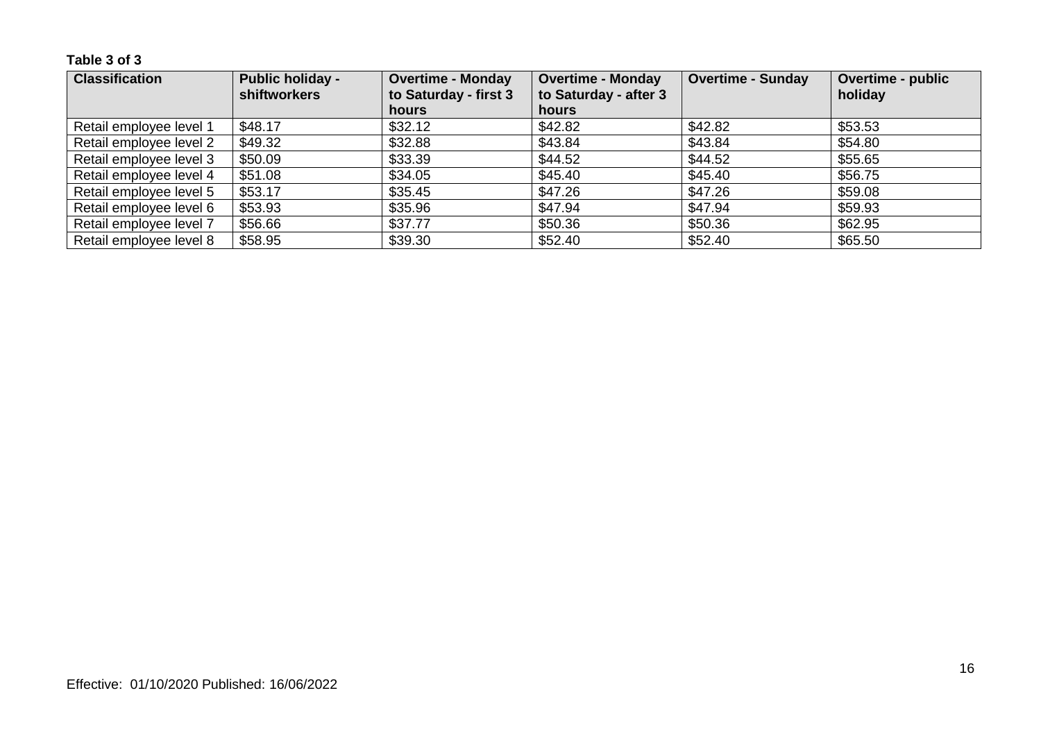**Table 3 of 3**

| Classification | Public holiday - shiftworkers | Overtime - Monday to Saturday - first 3 hours | Overtime - Monday to Saturday - after 3 hours | Overtime - Sunday | Overtime - public holiday |
|---|---|---|---|---|---|
| Retail employee level 1 | $48.17 | $32.12 | $42.82 | $42.82 | $53.53 |
| Retail employee level 2 | $49.32 | $32.88 | $43.84 | $43.84 | $54.80 |
| Retail employee level 3 | $50.09 | $33.39 | $44.52 | $44.52 | $55.65 |
| Retail employee level 4 | $51.08 | $34.05 | $45.40 | $45.40 | $56.75 |
| Retail employee level 5 | $53.17 | $35.45 | $47.26 | $47.26 | $59.08 |
| Retail employee level 6 | $53.93 | $35.96 | $47.94 | $47.94 | $59.93 |
| Retail employee level 7 | $56.66 | $37.77 | $50.36 | $50.36 | $62.95 |
| Retail employee level 8 | $58.95 | $39.30 | $52.40 | $52.40 | $65.50 |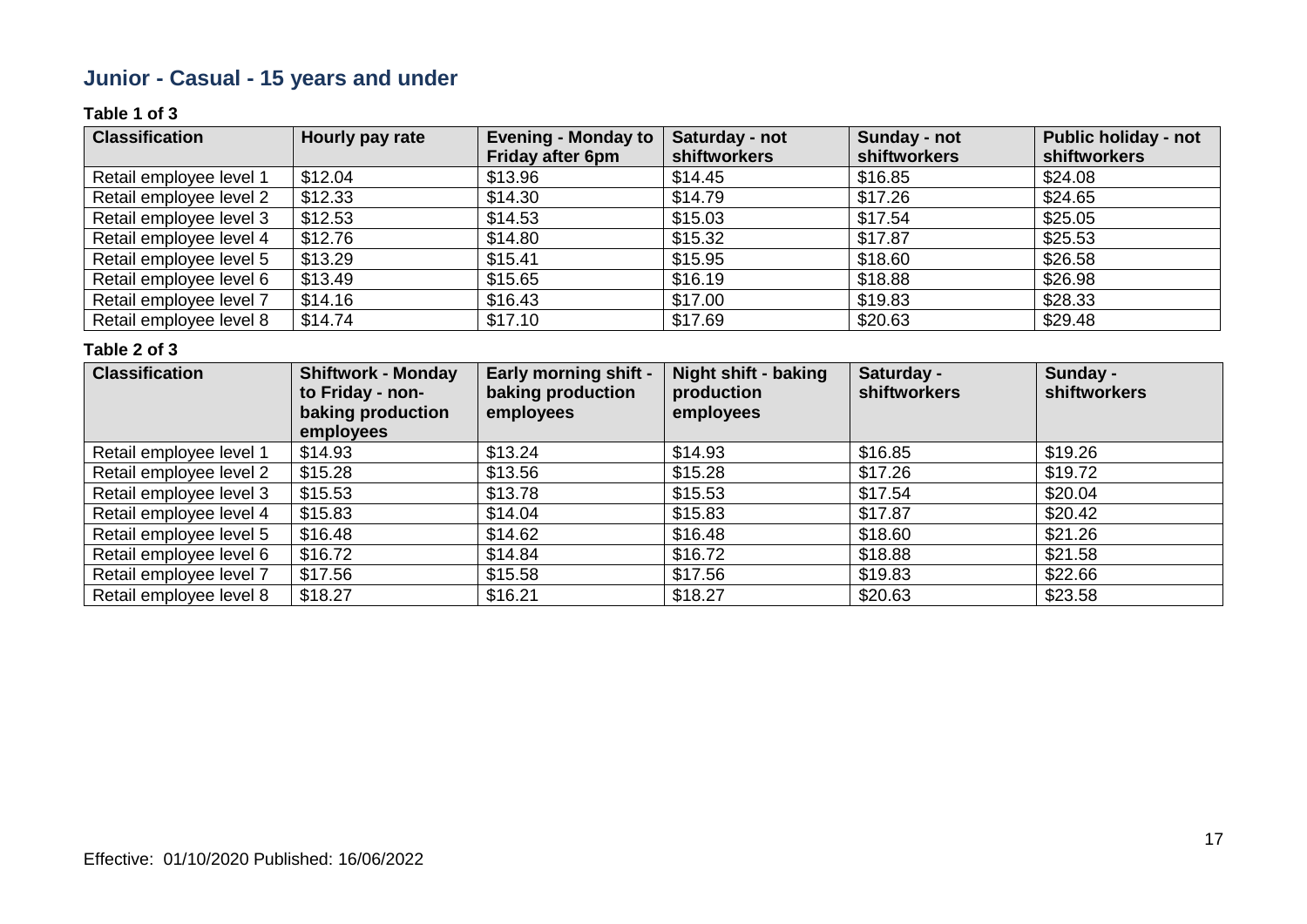## Junior - Casual - 15 years and under

**Table 1 of 3**

| Classification | Hourly pay rate | Evening - Monday to Friday after 6pm | Saturday - not shiftworkers | Sunday - not shiftworkers | Public holiday - not shiftworkers |
|---|---|---|---|---|---|
| Retail employee level 1 | $12.04 | $13.96 | $14.45 | $16.85 | $24.08 |
| Retail employee level 2 | $12.33 | $14.30 | $14.79 | $17.26 | $24.65 |
| Retail employee level 3 | $12.53 | $14.53 | $15.03 | $17.54 | $25.05 |
| Retail employee level 4 | $12.76 | $14.80 | $15.32 | $17.87 | $25.53 |
| Retail employee level 5 | $13.29 | $15.41 | $15.95 | $18.60 | $26.58 |
| Retail employee level 6 | $13.49 | $15.65 | $16.19 | $18.88 | $26.98 |
| Retail employee level 7 | $14.16 | $16.43 | $17.00 | $19.83 | $28.33 |
| Retail employee level 8 | $14.74 | $17.10 | $17.69 | $20.63 | $29.48 |

**Table 2 of 3**

| Classification | Shiftwork - Monday to Friday - non-baking production employees | Early morning shift - baking production employees | Night shift - baking production employees | Saturday - shiftworkers | Sunday - shiftworkers |
|---|---|---|---|---|---|
| Retail employee level 1 | $14.93 | $13.24 | $14.93 | $16.85 | $19.26 |
| Retail employee level 2 | $15.28 | $13.56 | $15.28 | $17.26 | $19.72 |
| Retail employee level 3 | $15.53 | $13.78 | $15.53 | $17.54 | $20.04 |
| Retail employee level 4 | $15.83 | $14.04 | $15.83 | $17.87 | $20.42 |
| Retail employee level 5 | $16.48 | $14.62 | $16.48 | $18.60 | $21.26 |
| Retail employee level 6 | $16.72 | $14.84 | $16.72 | $18.88 | $21.58 |
| Retail employee level 7 | $17.56 | $15.58 | $17.56 | $19.83 | $22.66 |
| Retail employee level 8 | $18.27 | $16.21 | $18.27 | $20.63 | $23.58 |

Effective: 01/10/2020 Published: 16/06/2022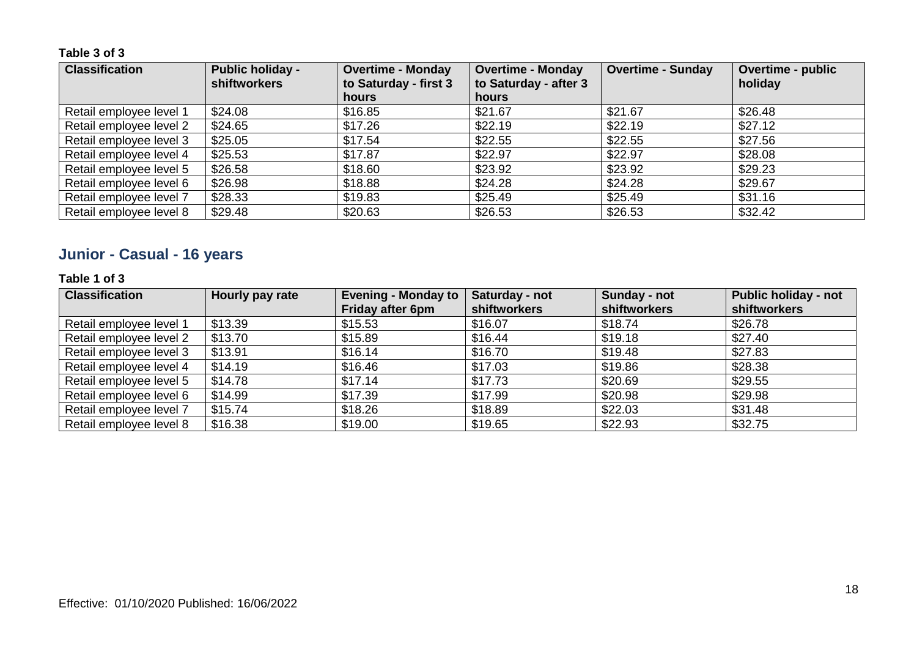**Table 3 of 3**

| Classification | Public holiday - shiftworkers | Overtime - Monday to Saturday - first 3 hours | Overtime - Monday to Saturday - after 3 hours | Overtime - Sunday | Overtime - public holiday |
|---|---|---|---|---|---|
| Retail employee level 1 | $24.08 | $16.85 | $21.67 | $21.67 | $26.48 |
| Retail employee level 2 | $24.65 | $17.26 | $22.19 | $22.19 | $27.12 |
| Retail employee level 3 | $25.05 | $17.54 | $22.55 | $22.55 | $27.56 |
| Retail employee level 4 | $25.53 | $17.87 | $22.97 | $22.97 | $28.08 |
| Retail employee level 5 | $26.58 | $18.60 | $23.92 | $23.92 | $29.23 |
| Retail employee level 6 | $26.98 | $18.88 | $24.28 | $24.28 | $29.67 |
| Retail employee level 7 | $28.33 | $19.83 | $25.49 | $25.49 | $31.16 |
| Retail employee level 8 | $29.48 | $20.63 | $26.53 | $26.53 | $32.42 |

## Junior - Casual - 16 years

**Table 1 of 3**

| Classification | Hourly pay rate | Evening - Monday to Friday after 6pm | Saturday - not shiftworkers | Sunday - not shiftworkers | Public holiday - not shiftworkers |
|---|---|---|---|---|---|
| Retail employee level 1 | $13.39 | $15.53 | $16.07 | $18.74 | $26.78 |
| Retail employee level 2 | $13.70 | $15.89 | $16.44 | $19.18 | $27.40 |
| Retail employee level 3 | $13.91 | $16.14 | $16.70 | $19.48 | $27.83 |
| Retail employee level 4 | $14.19 | $16.46 | $17.03 | $19.86 | $28.38 |
| Retail employee level 5 | $14.78 | $17.14 | $17.73 | $20.69 | $29.55 |
| Retail employee level 6 | $14.99 | $17.39 | $17.99 | $20.98 | $29.98 |
| Retail employee level 7 | $15.74 | $18.26 | $18.89 | $22.03 | $31.48 |
| Retail employee level 8 | $16.38 | $19.00 | $19.65 | $22.93 | $32.75 |

Effective: 01/10/2020 Published: 16/06/2022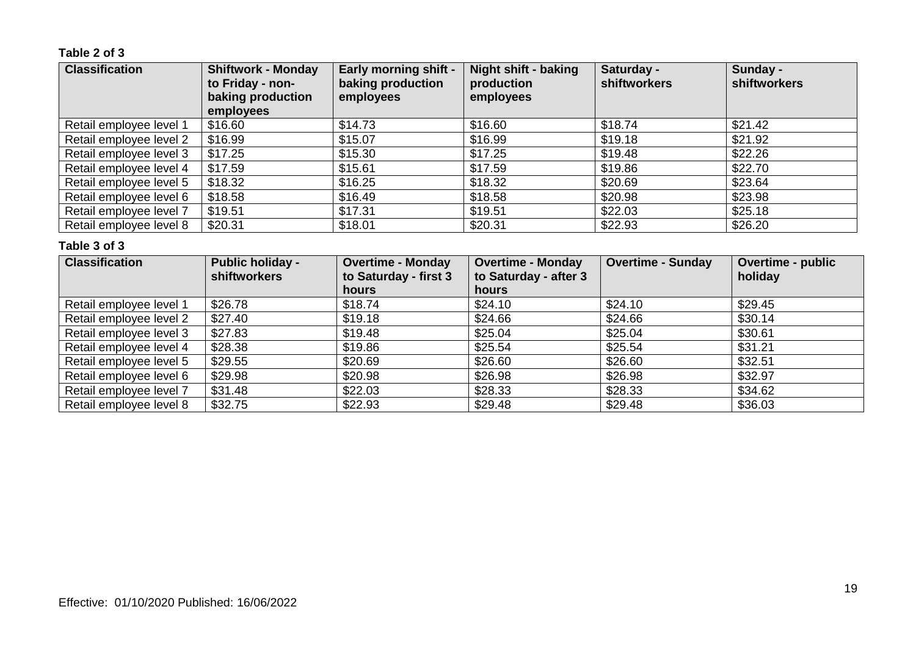**Table 2 of 3**

| Classification | Shiftwork - Monday to Friday - non-baking production employees | Early morning shift - baking production employees | Night shift - baking production employees | Saturday - shiftworkers | Sunday - shiftworkers |
|---|---|---|---|---|---|
| Retail employee level 1 | $16.60 | $14.73 | $16.60 | $18.74 | $21.42 |
| Retail employee level 2 | $16.99 | $15.07 | $16.99 | $19.18 | $21.92 |
| Retail employee level 3 | $17.25 | $15.30 | $17.25 | $19.48 | $22.26 |
| Retail employee level 4 | $17.59 | $15.61 | $17.59 | $19.86 | $22.70 |
| Retail employee level 5 | $18.32 | $16.25 | $18.32 | $20.69 | $23.64 |
| Retail employee level 6 | $18.58 | $16.49 | $18.58 | $20.98 | $23.98 |
| Retail employee level 7 | $19.51 | $17.31 | $19.51 | $22.03 | $25.18 |
| Retail employee level 8 | $20.31 | $18.01 | $20.31 | $22.93 | $26.20 |

**Table 3 of 3**

| Classification | Public holiday - shiftworkers | Overtime - Monday to Saturday - first 3 hours | Overtime - Monday to Saturday - after 3 hours | Overtime - Sunday | Overtime - public holiday |
|---|---|---|---|---|---|
| Retail employee level 1 | $26.78 | $18.74 | $24.10 | $24.10 | $29.45 |
| Retail employee level 2 | $27.40 | $19.18 | $24.66 | $24.66 | $30.14 |
| Retail employee level 3 | $27.83 | $19.48 | $25.04 | $25.04 | $30.61 |
| Retail employee level 4 | $28.38 | $19.86 | $25.54 | $25.54 | $31.21 |
| Retail employee level 5 | $29.55 | $20.69 | $26.60 | $26.60 | $32.51 |
| Retail employee level 6 | $29.98 | $20.98 | $26.98 | $26.98 | $32.97 |
| Retail employee level 7 | $31.48 | $22.03 | $28.33 | $28.33 | $34.62 |
| Retail employee level 8 | $32.75 | $22.93 | $29.48 | $29.48 | $36.03 |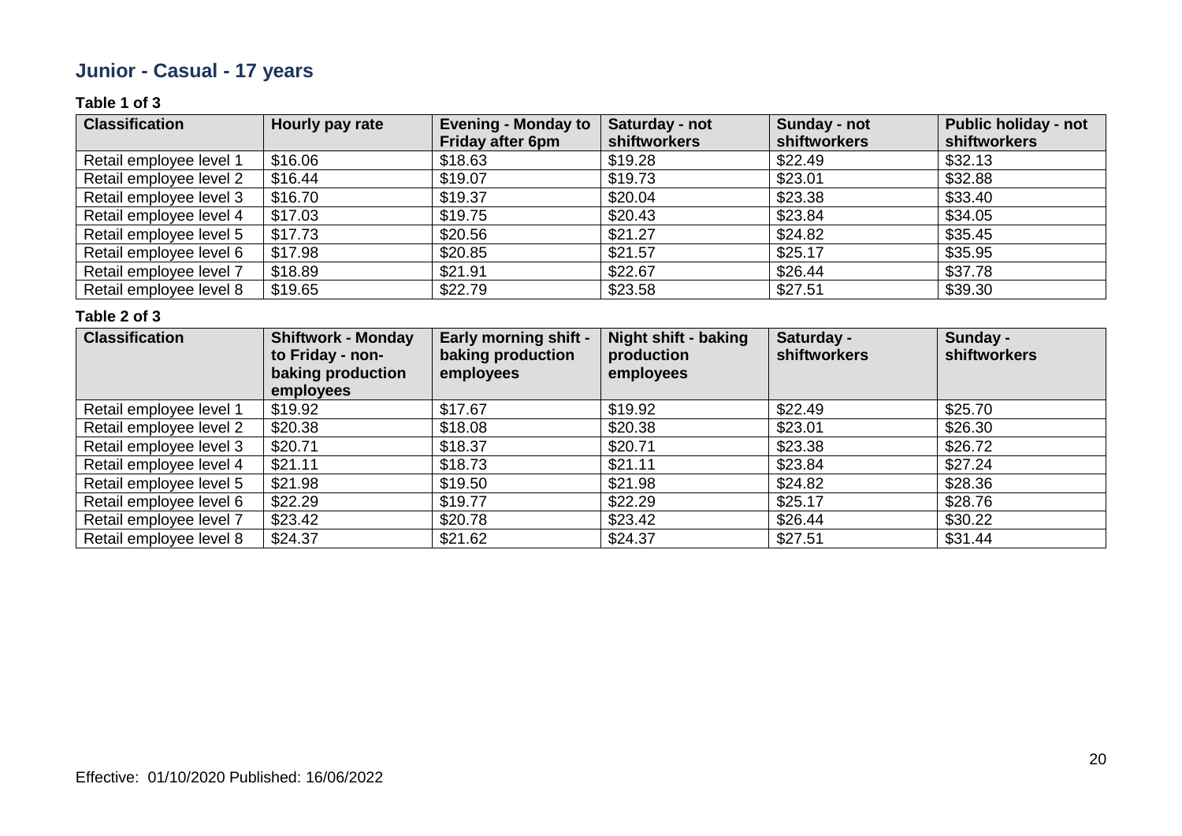## Junior - Casual - 17 years

**Table 1 of 3**

| Classification | Hourly pay rate | Evening - Monday to Friday after 6pm | Saturday - not shiftworkers | Sunday - not shiftworkers | Public holiday - not shiftworkers |
|---|---|---|---|---|---|
| Retail employee level 1 | $16.06 | $18.63 | $19.28 | $22.49 | $32.13 |
| Retail employee level 2 | $16.44 | $19.07 | $19.73 | $23.01 | $32.88 |
| Retail employee level 3 | $16.70 | $19.37 | $20.04 | $23.38 | $33.40 |
| Retail employee level 4 | $17.03 | $19.75 | $20.43 | $23.84 | $34.05 |
| Retail employee level 5 | $17.73 | $20.56 | $21.27 | $24.82 | $35.45 |
| Retail employee level 6 | $17.98 | $20.85 | $21.57 | $25.17 | $35.95 |
| Retail employee level 7 | $18.89 | $21.91 | $22.67 | $26.44 | $37.78 |
| Retail employee level 8 | $19.65 | $22.79 | $23.58 | $27.51 | $39.30 |

**Table 2 of 3**

| Classification | Shiftwork - Monday to Friday - non-baking production employees | Early morning shift - baking production employees | Night shift - baking production employees | Saturday - shiftworkers | Sunday - shiftworkers |
|---|---|---|---|---|---|
| Retail employee level 1 | $19.92 | $17.67 | $19.92 | $22.49 | $25.70 |
| Retail employee level 2 | $20.38 | $18.08 | $20.38 | $23.01 | $26.30 |
| Retail employee level 3 | $20.71 | $18.37 | $20.71 | $23.38 | $26.72 |
| Retail employee level 4 | $21.11 | $18.73 | $21.11 | $23.84 | $27.24 |
| Retail employee level 5 | $21.98 | $19.50 | $21.98 | $24.82 | $28.36 |
| Retail employee level 6 | $22.29 | $19.77 | $22.29 | $25.17 | $28.76 |
| Retail employee level 7 | $23.42 | $20.78 | $23.42 | $26.44 | $30.22 |
| Retail employee level 8 | $24.37 | $21.62 | $24.37 | $27.51 | $31.44 |

Effective: 01/10/2020 Published: 16/06/2022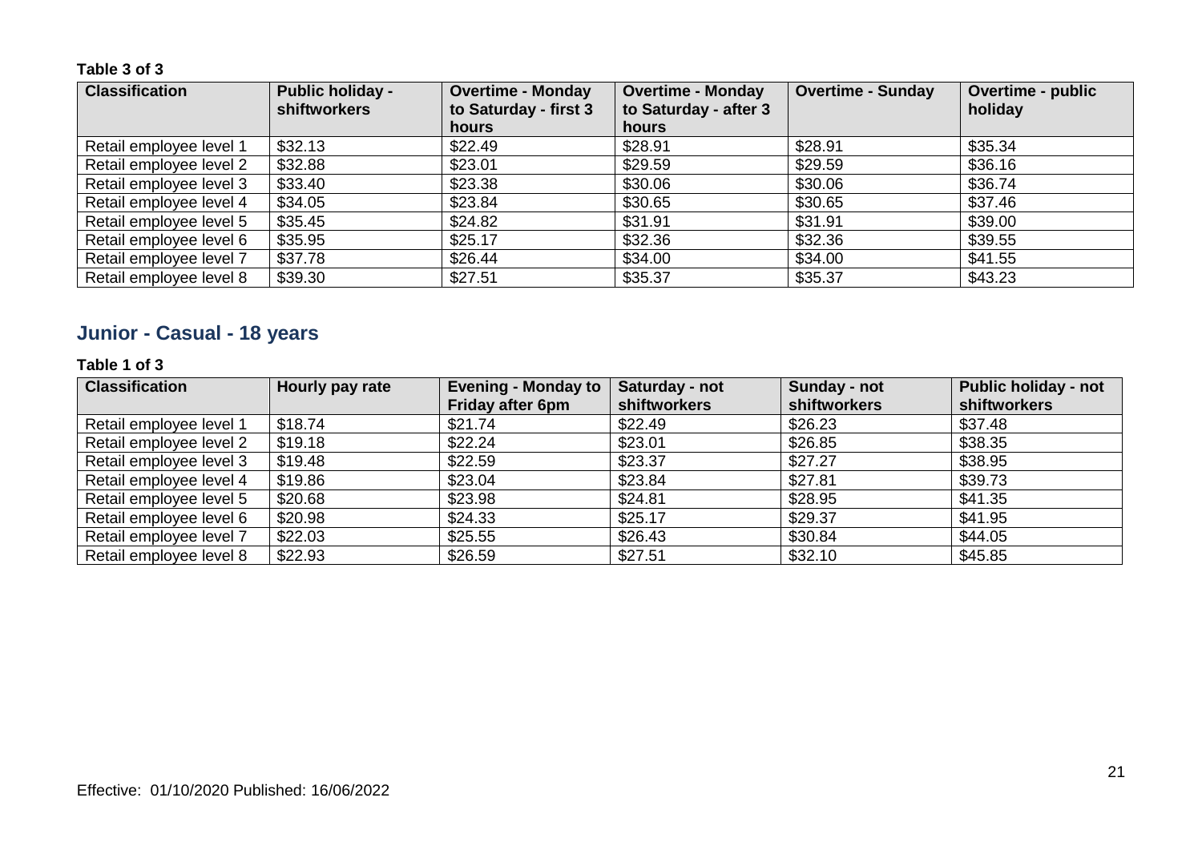**Table 3 of 3**

| Classification | Public holiday - shiftworkers | Overtime - Monday to Saturday - first 3 hours | Overtime - Monday to Saturday - after 3 hours | Overtime - Sunday | Overtime - public holiday |
|---|---|---|---|---|---|
| Retail employee level 1 | $32.13 | $22.49 | $28.91 | $28.91 | $35.34 |
| Retail employee level 2 | $32.88 | $23.01 | $29.59 | $29.59 | $36.16 |
| Retail employee level 3 | $33.40 | $23.38 | $30.06 | $30.06 | $36.74 |
| Retail employee level 4 | $34.05 | $23.84 | $30.65 | $30.65 | $37.46 |
| Retail employee level 5 | $35.45 | $24.82 | $31.91 | $31.91 | $39.00 |
| Retail employee level 6 | $35.95 | $25.17 | $32.36 | $32.36 | $39.55 |
| Retail employee level 7 | $37.78 | $26.44 | $34.00 | $34.00 | $41.55 |
| Retail employee level 8 | $39.30 | $27.51 | $35.37 | $35.37 | $43.23 |

## Junior - Casual - 18 years

**Table 1 of 3**

| Classification | Hourly pay rate | Evening - Monday to Friday after 6pm | Saturday - not shiftworkers | Sunday - not shiftworkers | Public holiday - not shiftworkers |
|---|---|---|---|---|---|
| Retail employee level 1 | $18.74 | $21.74 | $22.49 | $26.23 | $37.48 |
| Retail employee level 2 | $19.18 | $22.24 | $23.01 | $26.85 | $38.35 |
| Retail employee level 3 | $19.48 | $22.59 | $23.37 | $27.27 | $38.95 |
| Retail employee level 4 | $19.86 | $23.04 | $23.84 | $27.81 | $39.73 |
| Retail employee level 5 | $20.68 | $23.98 | $24.81 | $28.95 | $41.35 |
| Retail employee level 6 | $20.98 | $24.33 | $25.17 | $29.37 | $41.95 |
| Retail employee level 7 | $22.03 | $25.55 | $26.43 | $30.84 | $44.05 |
| Retail employee level 8 | $22.93 | $26.59 | $27.51 | $32.10 | $45.85 |

Effective: 01/10/2020 Published: 16/06/2022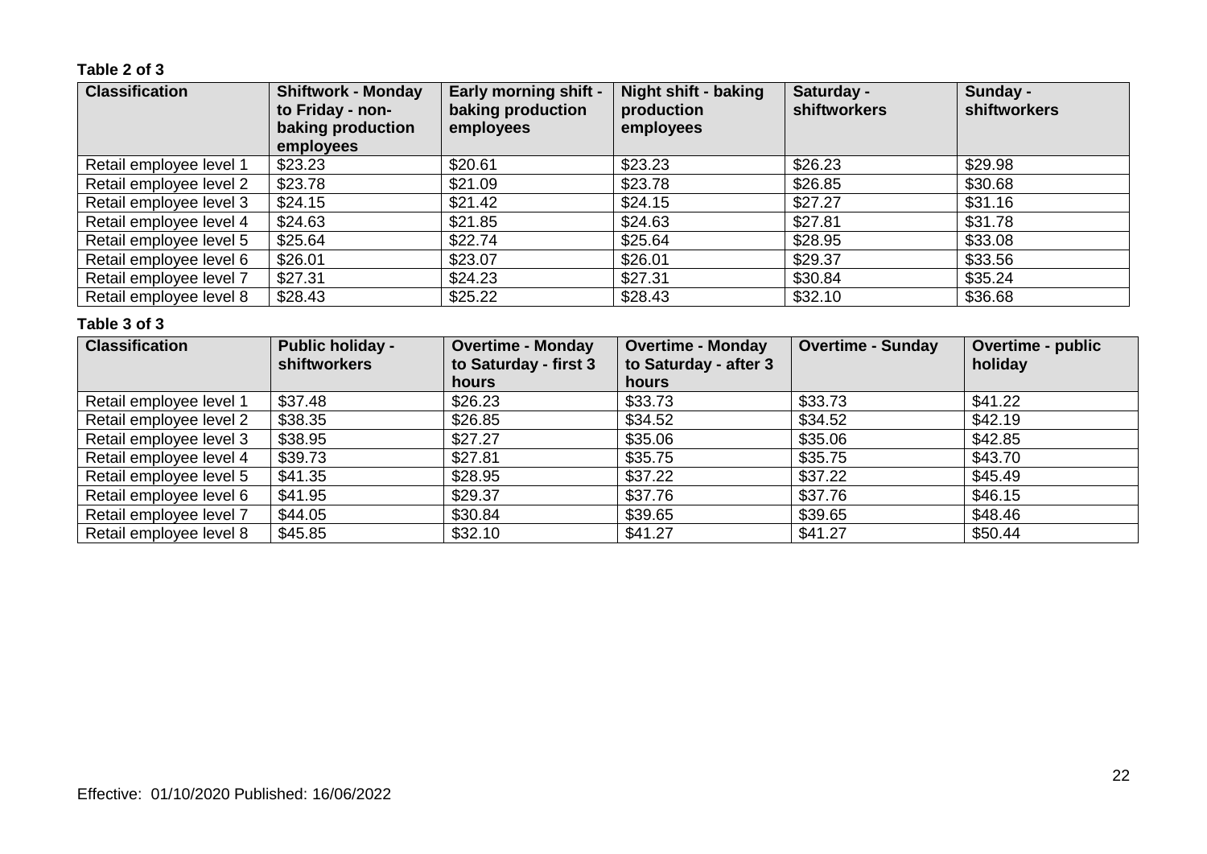**Table 2 of 3**

| Classification | Shiftwork - Monday to Friday - non-baking production employees | Early morning shift - baking production employees | Night shift - baking production employees | Saturday - shiftworkers | Sunday - shiftworkers |
|---|---|---|---|---|---|
| Retail employee level 1 | $23.23 | $20.61 | $23.23 | $26.23 | $29.98 |
| Retail employee level 2 | $23.78 | $21.09 | $23.78 | $26.85 | $30.68 |
| Retail employee level 3 | $24.15 | $21.42 | $24.15 | $27.27 | $31.16 |
| Retail employee level 4 | $24.63 | $21.85 | $24.63 | $27.81 | $31.78 |
| Retail employee level 5 | $25.64 | $22.74 | $25.64 | $28.95 | $33.08 |
| Retail employee level 6 | $26.01 | $23.07 | $26.01 | $29.37 | $33.56 |
| Retail employee level 7 | $27.31 | $24.23 | $27.31 | $30.84 | $35.24 |
| Retail employee level 8 | $28.43 | $25.22 | $28.43 | $32.10 | $36.68 |

**Table 3 of 3**

| Classification | Public holiday - shiftworkers | Overtime - Monday to Saturday - first 3 hours | Overtime - Monday to Saturday - after 3 hours | Overtime - Sunday | Overtime - public holiday |
|---|---|---|---|---|---|
| Retail employee level 1 | $37.48 | $26.23 | $33.73 | $33.73 | $41.22 |
| Retail employee level 2 | $38.35 | $26.85 | $34.52 | $34.52 | $42.19 |
| Retail employee level 3 | $38.95 | $27.27 | $35.06 | $35.06 | $42.85 |
| Retail employee level 4 | $39.73 | $27.81 | $35.75 | $35.75 | $43.70 |
| Retail employee level 5 | $41.35 | $28.95 | $37.22 | $37.22 | $45.49 |
| Retail employee level 6 | $41.95 | $29.37 | $37.76 | $37.76 | $46.15 |
| Retail employee level 7 | $44.05 | $30.84 | $39.65 | $39.65 | $48.46 |
| Retail employee level 8 | $45.85 | $32.10 | $41.27 | $41.27 | $50.44 |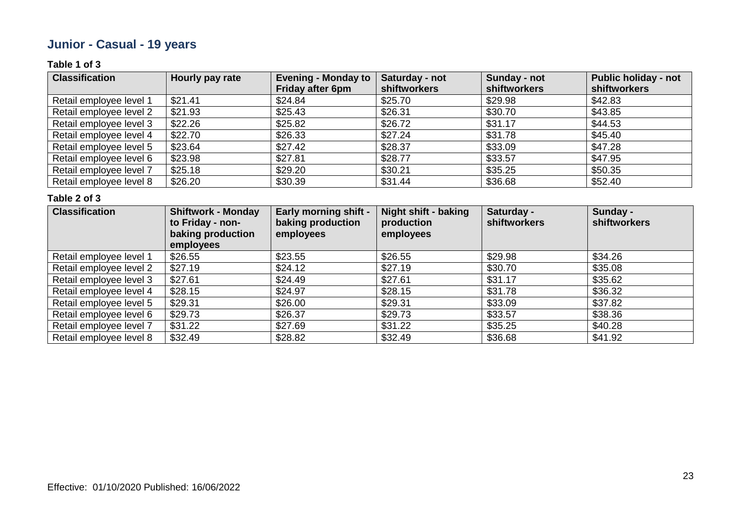## Junior - Casual - 19 years

**Table 1 of 3**

| Classification | Hourly pay rate | Evening - Monday to Friday after 6pm | Saturday - not shiftworkers | Sunday - not shiftworkers | Public holiday - not shiftworkers |
|---|---|---|---|---|---|
| Retail employee level 1 | $21.41 | $24.84 | $25.70 | $29.98 | $42.83 |
| Retail employee level 2 | $21.93 | $25.43 | $26.31 | $30.70 | $43.85 |
| Retail employee level 3 | $22.26 | $25.82 | $26.72 | $31.17 | $44.53 |
| Retail employee level 4 | $22.70 | $26.33 | $27.24 | $31.78 | $45.40 |
| Retail employee level 5 | $23.64 | $27.42 | $28.37 | $33.09 | $47.28 |
| Retail employee level 6 | $23.98 | $27.81 | $28.77 | $33.57 | $47.95 |
| Retail employee level 7 | $25.18 | $29.20 | $30.21 | $35.25 | $50.35 |
| Retail employee level 8 | $26.20 | $30.39 | $31.44 | $36.68 | $52.40 |

**Table 2 of 3**

| Classification | Shiftwork - Monday to Friday - non-baking production employees | Early morning shift - baking production employees | Night shift - baking production employees | Saturday - shiftworkers | Sunday - shiftworkers |
|---|---|---|---|---|---|
| Retail employee level 1 | $26.55 | $23.55 | $26.55 | $29.98 | $34.26 |
| Retail employee level 2 | $27.19 | $24.12 | $27.19 | $30.70 | $35.08 |
| Retail employee level 3 | $27.61 | $24.49 | $27.61 | $31.17 | $35.62 |
| Retail employee level 4 | $28.15 | $24.97 | $28.15 | $31.78 | $36.32 |
| Retail employee level 5 | $29.31 | $26.00 | $29.31 | $33.09 | $37.82 |
| Retail employee level 6 | $29.73 | $26.37 | $29.73 | $33.57 | $38.36 |
| Retail employee level 7 | $31.22 | $27.69 | $31.22 | $35.25 | $40.28 |
| Retail employee level 8 | $32.49 | $28.82 | $32.49 | $36.68 | $41.92 |

Effective: 01/10/2020 Published: 16/06/2022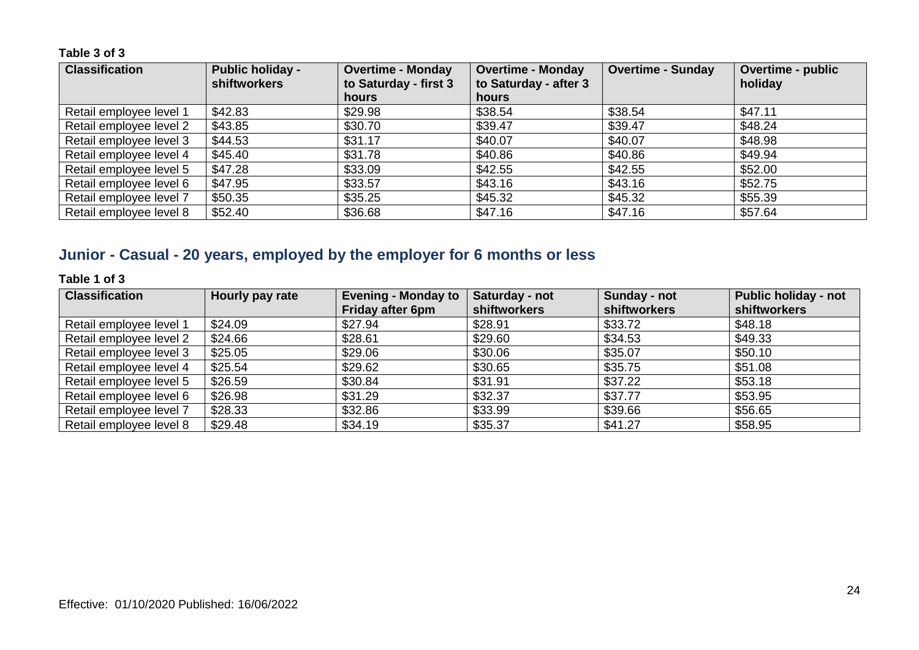**Table 3 of 3**

| Classification | Public holiday - shiftworkers | Overtime - Monday to Saturday - first 3 hours | Overtime - Monday to Saturday - after 3 hours | Overtime - Sunday | Overtime - public holiday |
|---|---|---|---|---|---|
| Retail employee level 1 | $42.83 | $29.98 | $38.54 | $38.54 | $47.11 |
| Retail employee level 2 | $43.85 | $30.70 | $39.47 | $39.47 | $48.24 |
| Retail employee level 3 | $44.53 | $31.17 | $40.07 | $40.07 | $48.98 |
| Retail employee level 4 | $45.40 | $31.78 | $40.86 | $40.86 | $49.94 |
| Retail employee level 5 | $47.28 | $33.09 | $42.55 | $42.55 | $52.00 |
| Retail employee level 6 | $47.95 | $33.57 | $43.16 | $43.16 | $52.75 |
| Retail employee level 7 | $50.35 | $35.25 | $45.32 | $45.32 | $55.39 |
| Retail employee level 8 | $52.40 | $36.68 | $47.16 | $47.16 | $57.64 |

## Junior - Casual - 20 years, employed by the employer for 6 months or less

**Table 1 of 3**

| Classification | Hourly pay rate | Evening - Monday to Friday after 6pm | Saturday - not shiftworkers | Sunday - not shiftworkers | Public holiday - not shiftworkers |
|---|---|---|---|---|---|
| Retail employee level 1 | $24.09 | $27.94 | $28.91 | $33.72 | $48.18 |
| Retail employee level 2 | $24.66 | $28.61 | $29.60 | $34.53 | $49.33 |
| Retail employee level 3 | $25.05 | $29.06 | $30.06 | $35.07 | $50.10 |
| Retail employee level 4 | $25.54 | $29.62 | $30.65 | $35.75 | $51.08 |
| Retail employee level 5 | $26.59 | $30.84 | $31.91 | $37.22 | $53.18 |
| Retail employee level 6 | $26.98 | $31.29 | $32.37 | $37.77 | $53.95 |
| Retail employee level 7 | $28.33 | $32.86 | $33.99 | $39.66 | $56.65 |
| Retail employee level 8 | $29.48 | $34.19 | $35.37 | $41.27 | $58.95 |

Effective: 01/10/2020 Published: 16/06/2022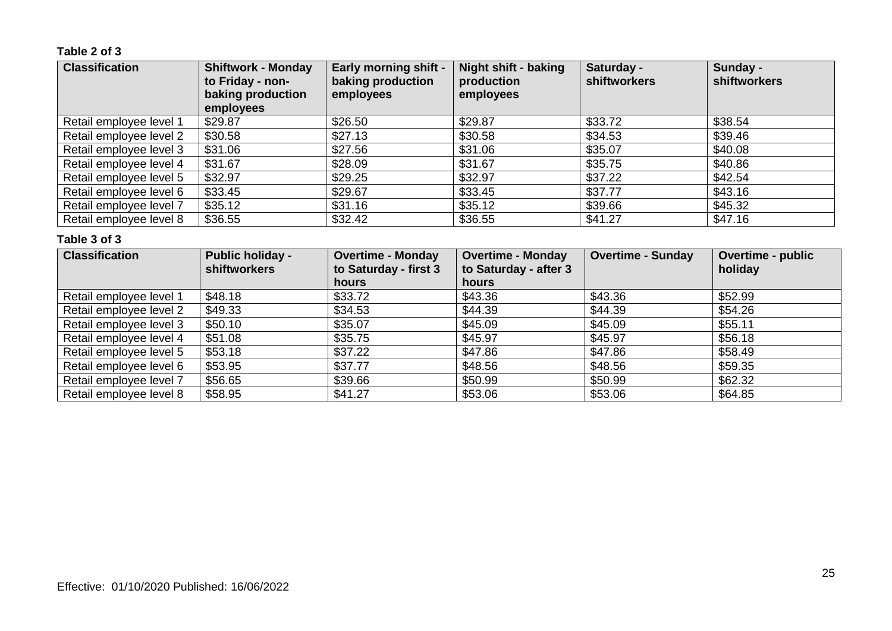**Table 2 of 3**

| Classification | Shiftwork - Monday to Friday - non-baking production employees | Early morning shift - baking production employees | Night shift - baking production employees | Saturday - shiftworkers | Sunday - shiftworkers |
|---|---|---|---|---|---|
| Retail employee level 1 | $29.87 | $26.50 | $29.87 | $33.72 | $38.54 |
| Retail employee level 2 | $30.58 | $27.13 | $30.58 | $34.53 | $39.46 |
| Retail employee level 3 | $31.06 | $27.56 | $31.06 | $35.07 | $40.08 |
| Retail employee level 4 | $31.67 | $28.09 | $31.67 | $35.75 | $40.86 |
| Retail employee level 5 | $32.97 | $29.25 | $32.97 | $37.22 | $42.54 |
| Retail employee level 6 | $33.45 | $29.67 | $33.45 | $37.77 | $43.16 |
| Retail employee level 7 | $35.12 | $31.16 | $35.12 | $39.66 | $45.32 |
| Retail employee level 8 | $36.55 | $32.42 | $36.55 | $41.27 | $47.16 |

**Table 3 of 3**

| Classification | Public holiday - shiftworkers | Overtime - Monday to Saturday - first 3 hours | Overtime - Monday to Saturday - after 3 hours | Overtime - Sunday | Overtime - public holiday |
|---|---|---|---|---|---|
| Retail employee level 1 | $48.18 | $33.72 | $43.36 | $43.36 | $52.99 |
| Retail employee level 2 | $49.33 | $34.53 | $44.39 | $44.39 | $54.26 |
| Retail employee level 3 | $50.10 | $35.07 | $45.09 | $45.09 | $55.11 |
| Retail employee level 4 | $51.08 | $35.75 | $45.97 | $45.97 | $56.18 |
| Retail employee level 5 | $53.18 | $37.22 | $47.86 | $47.86 | $58.49 |
| Retail employee level 6 | $53.95 | $37.77 | $48.56 | $48.56 | $59.35 |
| Retail employee level 7 | $56.65 | $39.66 | $50.99 | $50.99 | $62.32 |
| Retail employee level 8 | $58.95 | $41.27 | $53.06 | $53.06 | $64.85 |

Effective: 01/10/2020 Published: 16/06/2022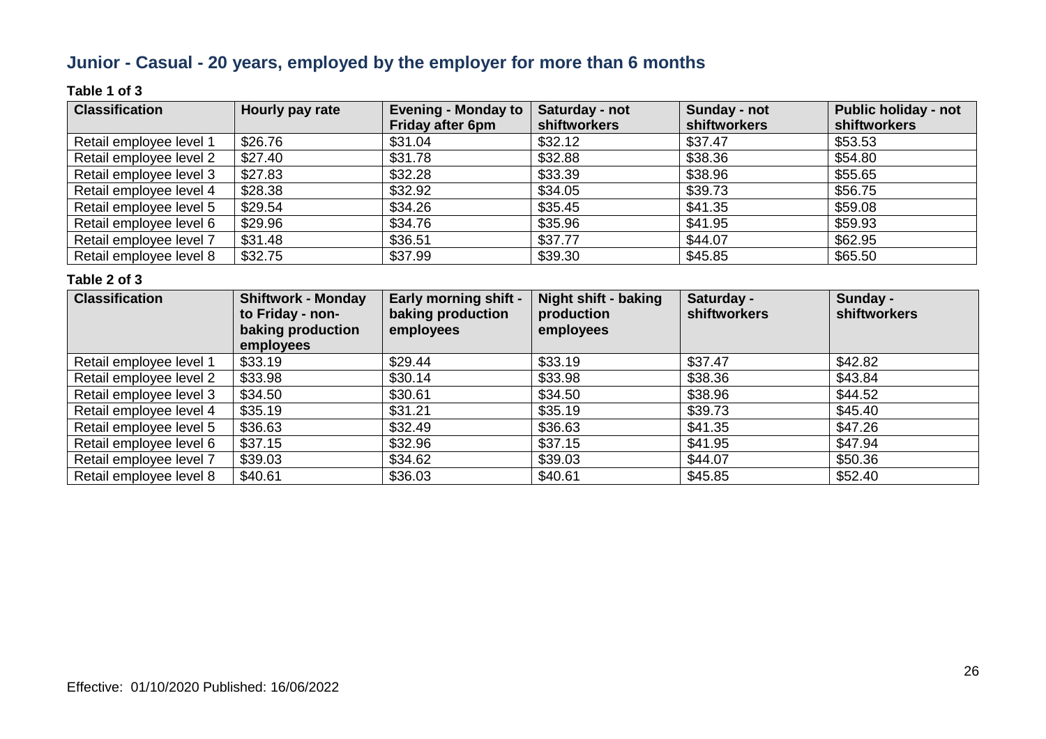## Junior - Casual - 20 years, employed by the employer for more than 6 months

**Table 1 of 3**

| Classification | Hourly pay rate | Evening - Monday to Friday after 6pm | Saturday - not shiftworkers | Sunday - not shiftworkers | Public holiday - not shiftworkers |
|---|---|---|---|---|---|
| Retail employee level 1 | $26.76 | $31.04 | $32.12 | $37.47 | $53.53 |
| Retail employee level 2 | $27.40 | $31.78 | $32.88 | $38.36 | $54.80 |
| Retail employee level 3 | $27.83 | $32.28 | $33.39 | $38.96 | $55.65 |
| Retail employee level 4 | $28.38 | $32.92 | $34.05 | $39.73 | $56.75 |
| Retail employee level 5 | $29.54 | $34.26 | $35.45 | $41.35 | $59.08 |
| Retail employee level 6 | $29.96 | $34.76 | $35.96 | $41.95 | $59.93 |
| Retail employee level 7 | $31.48 | $36.51 | $37.77 | $44.07 | $62.95 |
| Retail employee level 8 | $32.75 | $37.99 | $39.30 | $45.85 | $65.50 |

**Table 2 of 3**

| Classification | Shiftwork - Monday to Friday - non-baking production employees | Early morning shift - baking production employees | Night shift - baking production employees | Saturday - shiftworkers | Sunday - shiftworkers |
|---|---|---|---|---|---|
| Retail employee level 1 | $33.19 | $29.44 | $33.19 | $37.47 | $42.82 |
| Retail employee level 2 | $33.98 | $30.14 | $33.98 | $38.36 | $43.84 |
| Retail employee level 3 | $34.50 | $30.61 | $34.50 | $38.96 | $44.52 |
| Retail employee level 4 | $35.19 | $31.21 | $35.19 | $39.73 | $45.40 |
| Retail employee level 5 | $36.63 | $32.49 | $36.63 | $41.35 | $47.26 |
| Retail employee level 6 | $37.15 | $32.96 | $37.15 | $41.95 | $47.94 |
| Retail employee level 7 | $39.03 | $34.62 | $39.03 | $44.07 | $50.36 |
| Retail employee level 8 | $40.61 | $36.03 | $40.61 | $45.85 | $52.40 |

Effective: 01/10/2020 Published: 16/06/2022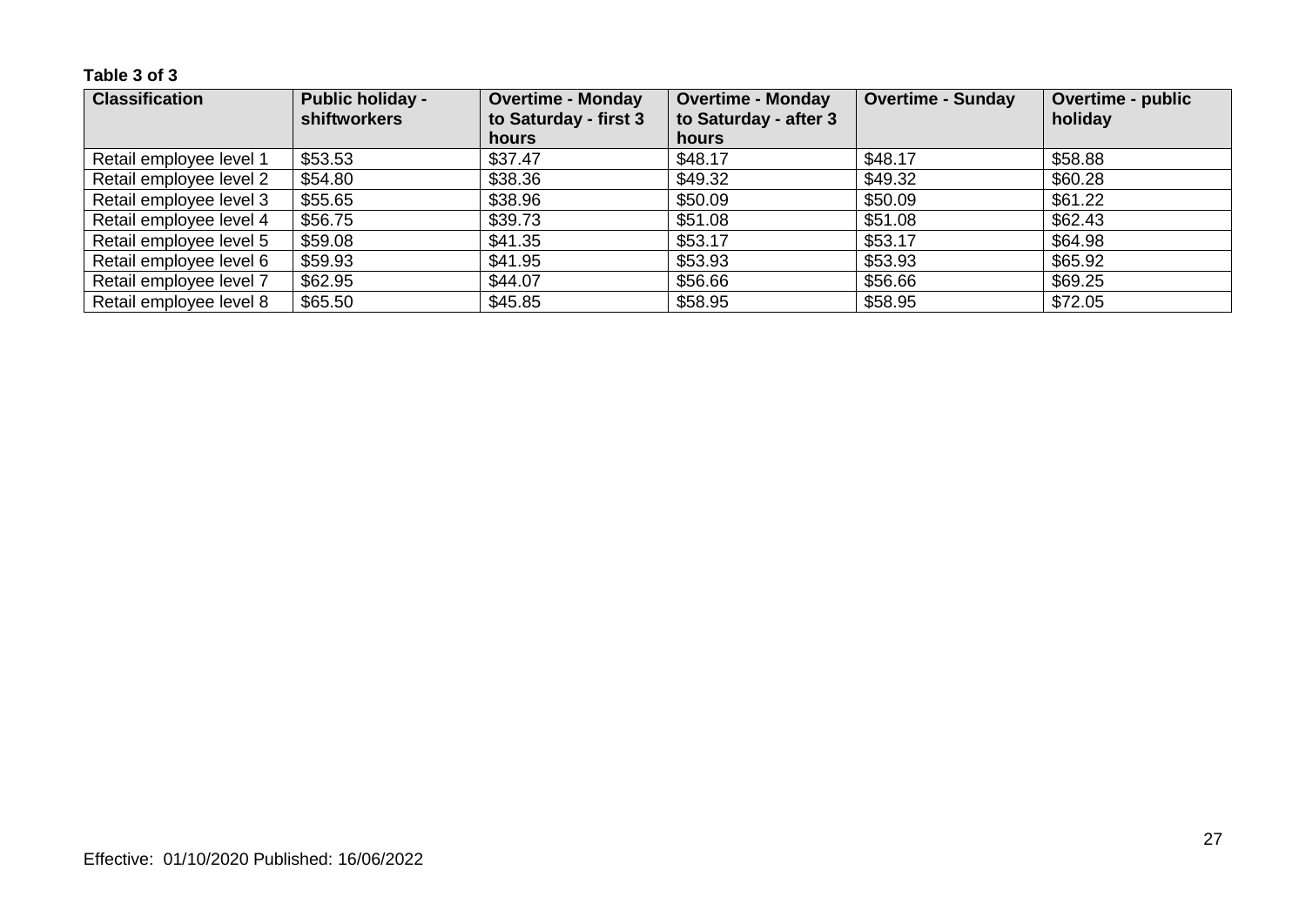**Table 3 of 3**

| Classification | Public holiday - shiftworkers | Overtime - Monday to Saturday - first 3 hours | Overtime - Monday to Saturday - after 3 hours | Overtime - Sunday | Overtime - public holiday |
|---|---|---|---|---|---|
| Retail employee level 1 | $53.53 | $37.47 | $48.17 | $48.17 | $58.88 |
| Retail employee level 2 | $54.80 | $38.36 | $49.32 | $49.32 | $60.28 |
| Retail employee level 3 | $55.65 | $38.96 | $50.09 | $50.09 | $61.22 |
| Retail employee level 4 | $56.75 | $39.73 | $51.08 | $51.08 | $62.43 |
| Retail employee level 5 | $59.08 | $41.35 | $53.17 | $53.17 | $64.98 |
| Retail employee level 6 | $59.93 | $41.95 | $53.93 | $53.93 | $65.92 |
| Retail employee level 7 | $62.95 | $44.07 | $56.66 | $56.66 | $69.25 |
| Retail employee level 8 | $65.50 | $45.85 | $58.95 | $58.95 | $72.05 |

Effective: 01/10/2020 Published: 16/06/2022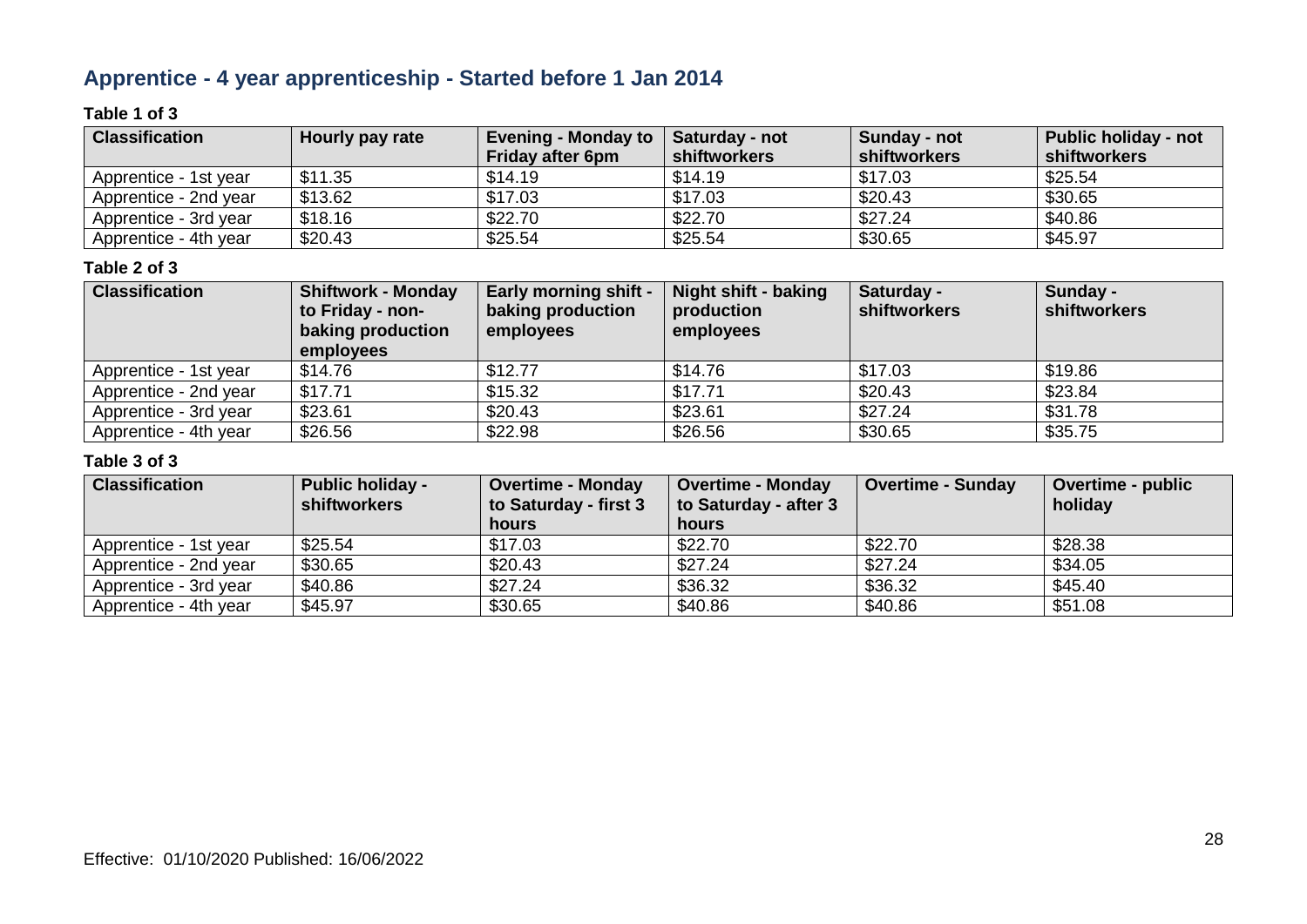## Apprentice - 4 year apprenticeship - Started before 1 Jan 2014

**Table 1 of 3**

| Classification | Hourly pay rate | Evening - Monday to Friday after 6pm | Saturday - not shiftworkers | Sunday - not shiftworkers | Public holiday - not shiftworkers |
|---|---|---|---|---|---|
| Apprentice - 1st year | $11.35 | $14.19 | $14.19 | $17.03 | $25.54 |
| Apprentice - 2nd year | $13.62 | $17.03 | $17.03 | $20.43 | $30.65 |
| Apprentice - 3rd year | $18.16 | $22.70 | $22.70 | $27.24 | $40.86 |
| Apprentice - 4th year | $20.43 | $25.54 | $25.54 | $30.65 | $45.97 |

**Table 2 of 3**

| Classification | Shiftwork - Monday to Friday - non-baking production employees | Early morning shift - baking production employees | Night shift - baking production employees | Saturday - shiftworkers | Sunday - shiftworkers |
|---|---|---|---|---|---|
| Apprentice - 1st year | $14.76 | $12.77 | $14.76 | $17.03 | $19.86 |
| Apprentice - 2nd year | $17.71 | $15.32 | $17.71 | $20.43 | $23.84 |
| Apprentice - 3rd year | $23.61 | $20.43 | $23.61 | $27.24 | $31.78 |
| Apprentice - 4th year | $26.56 | $22.98 | $26.56 | $30.65 | $35.75 |

**Table 3 of 3**

| Classification | Public holiday - shiftworkers | Overtime - Monday to Saturday - first 3 hours | Overtime - Monday to Saturday - after 3 hours | Overtime - Sunday | Overtime - public holiday |
|---|---|---|---|---|---|
| Apprentice - 1st year | $25.54 | $17.03 | $22.70 | $22.70 | $28.38 |
| Apprentice - 2nd year | $30.65 | $20.43 | $27.24 | $27.24 | $34.05 |
| Apprentice - 3rd year | $40.86 | $27.24 | $36.32 | $36.32 | $45.40 |
| Apprentice - 4th year | $45.97 | $30.65 | $40.86 | $40.86 | $51.08 |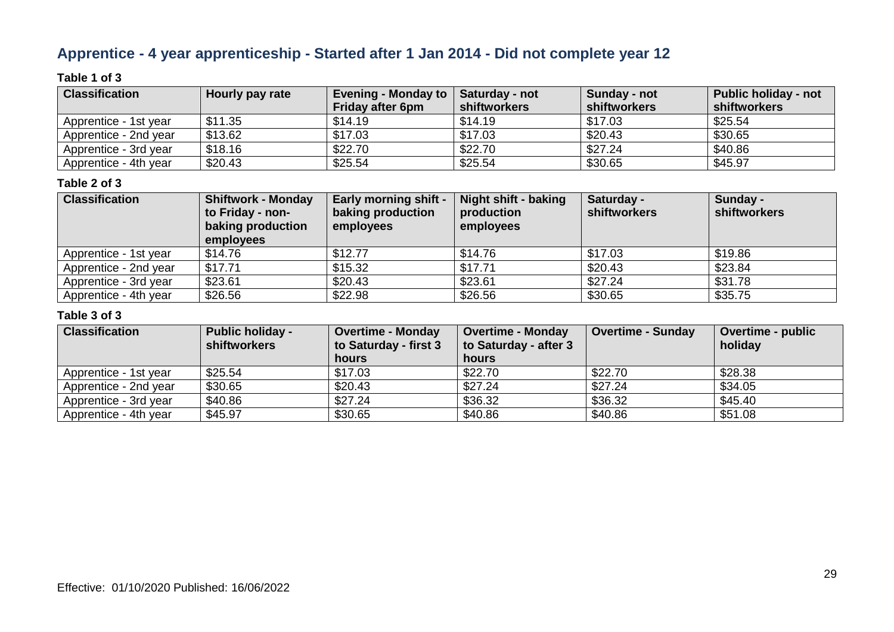## Apprentice - 4 year apprenticeship - Started after 1 Jan 2014 - Did not complete year 12

**Table 1 of 3**

| Classification | Hourly pay rate | Evening - Monday to Friday after 6pm | Saturday - not shiftworkers | Sunday - not shiftworkers | Public holiday - not shiftworkers |
|---|---|---|---|---|---|
| Apprentice - 1st year | $11.35 | $14.19 | $14.19 | $17.03 | $25.54 |
| Apprentice - 2nd year | $13.62 | $17.03 | $17.03 | $20.43 | $30.65 |
| Apprentice - 3rd year | $18.16 | $22.70 | $22.70 | $27.24 | $40.86 |
| Apprentice - 4th year | $20.43 | $25.54 | $25.54 | $30.65 | $45.97 |

**Table 2 of 3**

| Classification | Shiftwork - Monday to Friday - non-baking production employees | Early morning shift - baking production employees | Night shift - baking production employees | Saturday - shiftworkers | Sunday - shiftworkers |
|---|---|---|---|---|---|
| Apprentice - 1st year | $14.76 | $12.77 | $14.76 | $17.03 | $19.86 |
| Apprentice - 2nd year | $17.71 | $15.32 | $17.71 | $20.43 | $23.84 |
| Apprentice - 3rd year | $23.61 | $20.43 | $23.61 | $27.24 | $31.78 |
| Apprentice - 4th year | $26.56 | $22.98 | $26.56 | $30.65 | $35.75 |

**Table 3 of 3**

| Classification | Public holiday - shiftworkers | Overtime - Monday to Saturday - first 3 hours | Overtime - Monday to Saturday - after 3 hours | Overtime - Sunday | Overtime - public holiday |
|---|---|---|---|---|---|
| Apprentice - 1st year | $25.54 | $17.03 | $22.70 | $22.70 | $28.38 |
| Apprentice - 2nd year | $30.65 | $20.43 | $27.24 | $27.24 | $34.05 |
| Apprentice - 3rd year | $40.86 | $27.24 | $36.32 | $36.32 | $45.40 |
| Apprentice - 4th year | $45.97 | $30.65 | $40.86 | $40.86 | $51.08 |

Effective: 01/10/2020 Published: 16/06/2022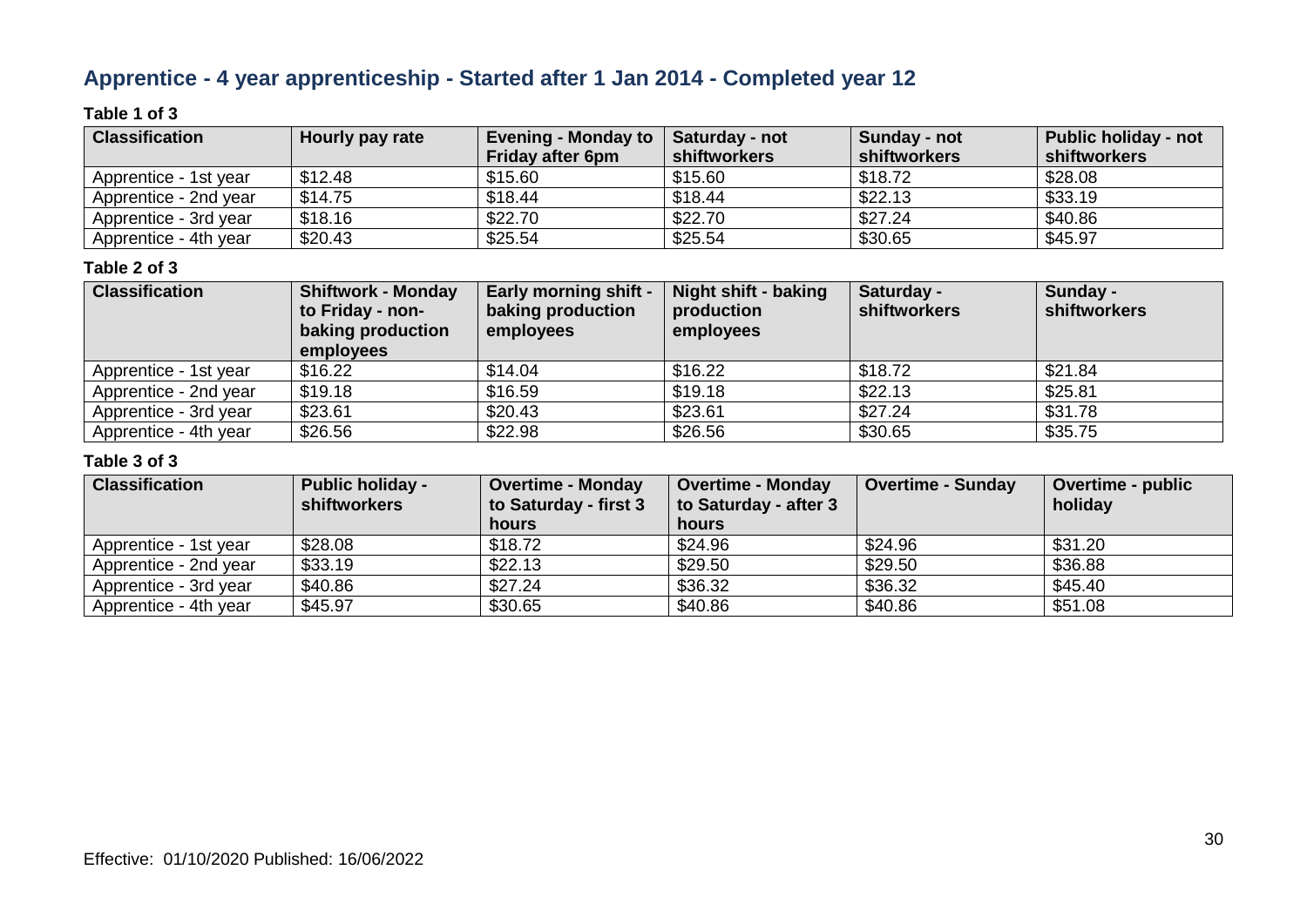## Apprentice - 4 year apprenticeship - Started after 1 Jan 2014 - Completed year 12

**Table 1 of 3**

| Classification | Hourly pay rate | Evening - Monday to Friday after 6pm | Saturday - not shiftworkers | Sunday - not shiftworkers | Public holiday - not shiftworkers |
|---|---|---|---|---|---|
| Apprentice - 1st year | $12.48 | $15.60 | $15.60 | $18.72 | $28.08 |
| Apprentice - 2nd year | $14.75 | $18.44 | $18.44 | $22.13 | $33.19 |
| Apprentice - 3rd year | $18.16 | $22.70 | $22.70 | $27.24 | $40.86 |
| Apprentice - 4th year | $20.43 | $25.54 | $25.54 | $30.65 | $45.97 |

**Table 2 of 3**

| Classification | Shiftwork - Monday to Friday - non-baking production employees | Early morning shift - baking production employees | Night shift - baking production employees | Saturday - shiftworkers | Sunday - shiftworkers |
|---|---|---|---|---|---|
| Apprentice - 1st year | $16.22 | $14.04 | $16.22 | $18.72 | $21.84 |
| Apprentice - 2nd year | $19.18 | $16.59 | $19.18 | $22.13 | $25.81 |
| Apprentice - 3rd year | $23.61 | $20.43 | $23.61 | $27.24 | $31.78 |
| Apprentice - 4th year | $26.56 | $22.98 | $26.56 | $30.65 | $35.75 |

**Table 3 of 3**

| Classification | Public holiday - shiftworkers | Overtime - Monday to Saturday - first 3 hours | Overtime - Monday to Saturday - after 3 hours | Overtime - Sunday | Overtime - public holiday |
|---|---|---|---|---|---|
| Apprentice - 1st year | $28.08 | $18.72 | $24.96 | $24.96 | $31.20 |
| Apprentice - 2nd year | $33.19 | $22.13 | $29.50 | $29.50 | $36.88 |
| Apprentice - 3rd year | $40.86 | $27.24 | $36.32 | $36.32 | $45.40 |
| Apprentice - 4th year | $45.97 | $30.65 | $40.86 | $40.86 | $51.08 |

Effective: 01/10/2020 Published: 16/06/2022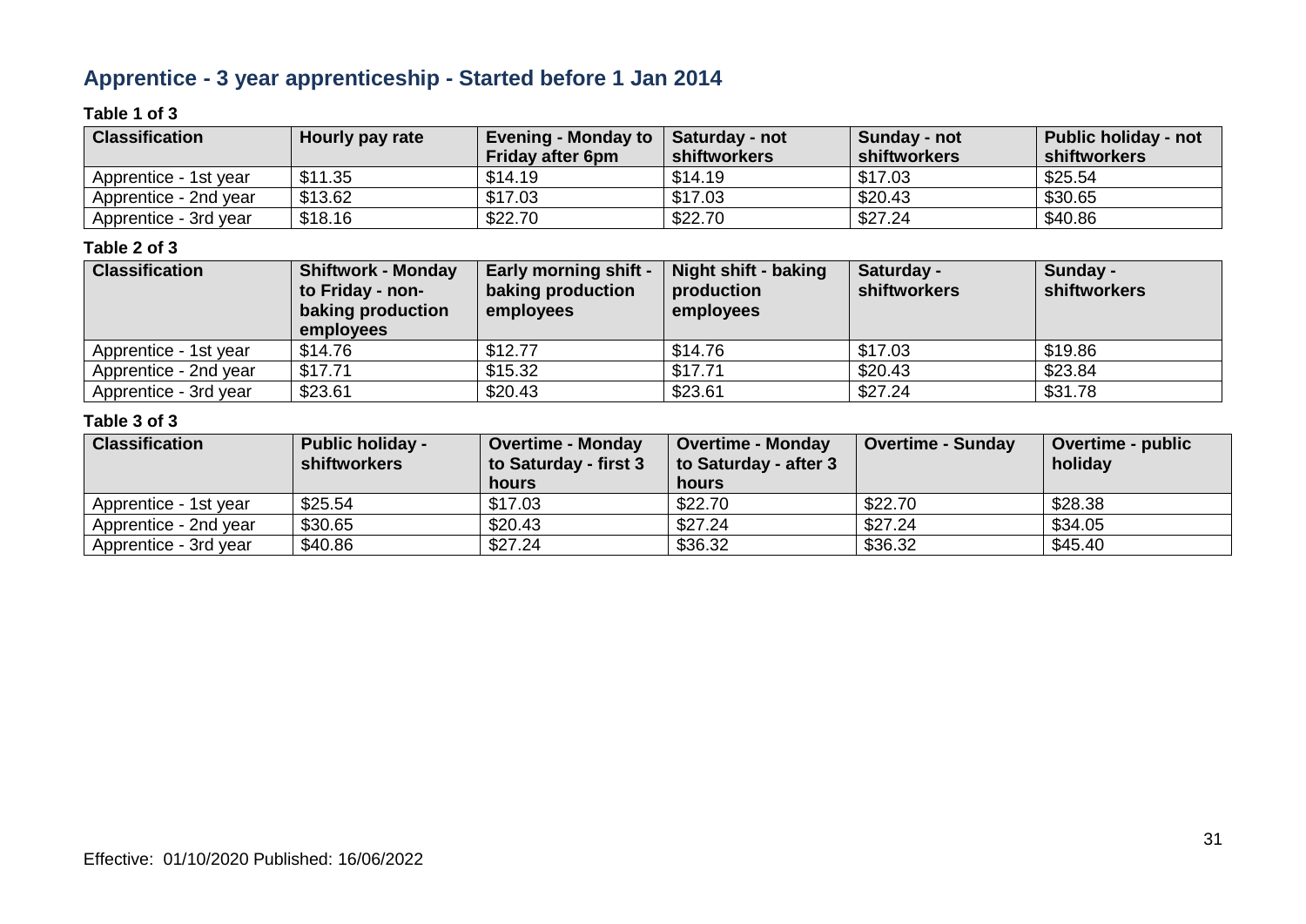## Apprentice - 3 year apprenticeship - Started before 1 Jan 2014

**Table 1 of 3**

| Classification | Hourly pay rate | Evening - Monday to Friday after 6pm | Saturday - not shiftworkers | Sunday - not shiftworkers | Public holiday - not shiftworkers |
|---|---|---|---|---|---|
| Apprentice - 1st year | $11.35 | $14.19 | $14.19 | $17.03 | $25.54 |
| Apprentice - 2nd year | $13.62 | $17.03 | $17.03 | $20.43 | $30.65 |
| Apprentice - 3rd year | $18.16 | $22.70 | $22.70 | $27.24 | $40.86 |

**Table 2 of 3**

| Classification | Shiftwork - Monday to Friday - non-baking production employees | Early morning shift - baking production employees | Night shift - baking production employees | Saturday - shiftworkers | Sunday - shiftworkers |
|---|---|---|---|---|---|
| Apprentice - 1st year | $14.76 | $12.77 | $14.76 | $17.03 | $19.86 |
| Apprentice - 2nd year | $17.71 | $15.32 | $17.71 | $20.43 | $23.84 |
| Apprentice - 3rd year | $23.61 | $20.43 | $23.61 | $27.24 | $31.78 |

**Table 3 of 3**

| Classification | Public holiday - shiftworkers | Overtime - Monday to Saturday - first 3 hours | Overtime - Monday to Saturday - after 3 hours | Overtime - Sunday | Overtime - public holiday |
|---|---|---|---|---|---|
| Apprentice - 1st year | $25.54 | $17.03 | $22.70 | $22.70 | $28.38 |
| Apprentice - 2nd year | $30.65 | $20.43 | $27.24 | $27.24 | $34.05 |
| Apprentice - 3rd year | $40.86 | $27.24 | $36.32 | $36.32 | $45.40 |

Effective: 01/10/2020 Published: 16/06/2022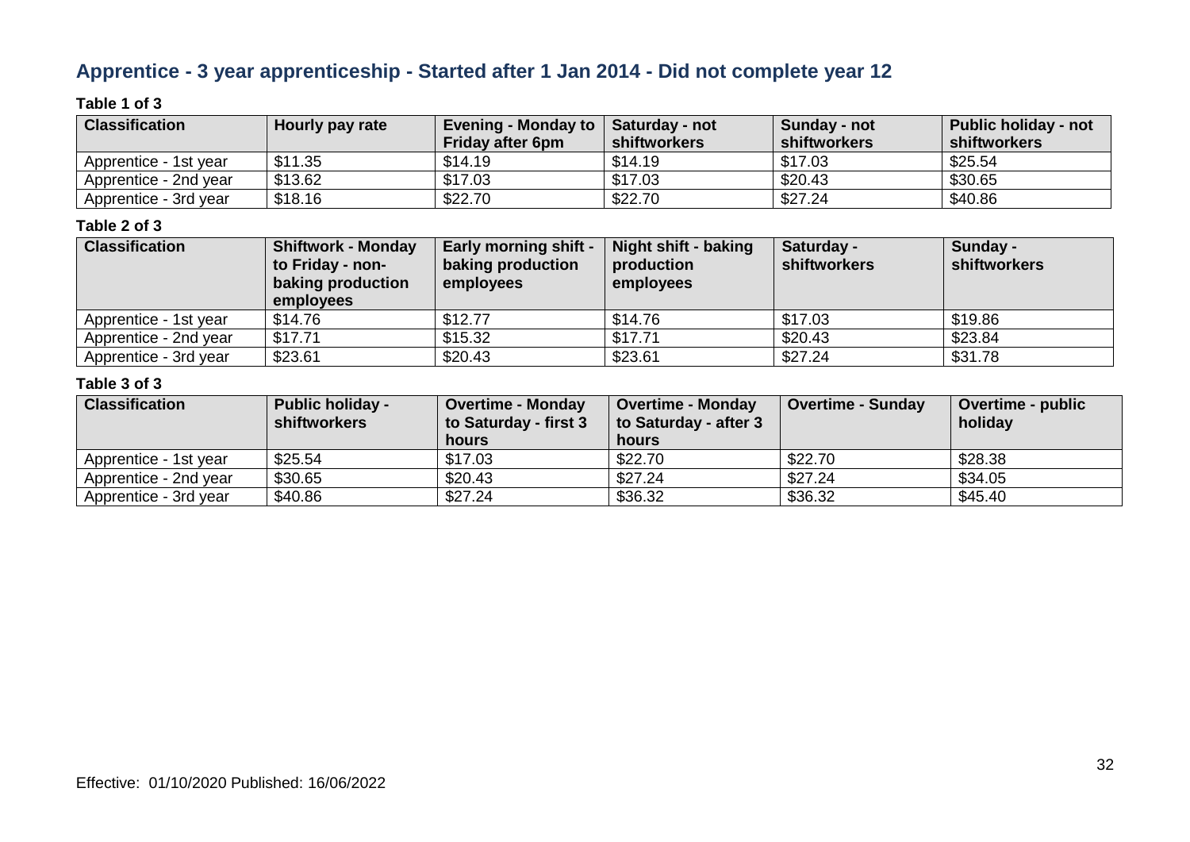## Apprentice - 3 year apprenticeship - Started after 1 Jan 2014 - Did not complete year 12

**Table 1 of 3**

| Classification | Hourly pay rate | Evening - Monday to Friday after 6pm | Saturday - not shiftworkers | Sunday - not shiftworkers | Public holiday - not shiftworkers |
|---|---|---|---|---|---|
| Apprentice - 1st year | $11.35 | $14.19 | $14.19 | $17.03 | $25.54 |
| Apprentice - 2nd year | $13.62 | $17.03 | $17.03 | $20.43 | $30.65 |
| Apprentice - 3rd year | $18.16 | $22.70 | $22.70 | $27.24 | $40.86 |

**Table 2 of 3**

| Classification | Shiftwork - Monday to Friday - non-baking production employees | Early morning shift - baking production employees | Night shift - baking production employees | Saturday - shiftworkers | Sunday - shiftworkers |
|---|---|---|---|---|---|
| Apprentice - 1st year | $14.76 | $12.77 | $14.76 | $17.03 | $19.86 |
| Apprentice - 2nd year | $17.71 | $15.32 | $17.71 | $20.43 | $23.84 |
| Apprentice - 3rd year | $23.61 | $20.43 | $23.61 | $27.24 | $31.78 |

**Table 3 of 3**

| Classification | Public holiday - shiftworkers | Overtime - Monday to Saturday - first 3 hours | Overtime - Monday to Saturday - after 3 hours | Overtime - Sunday | Overtime - public holiday |
|---|---|---|---|---|---|
| Apprentice - 1st year | $25.54 | $17.03 | $22.70 | $22.70 | $28.38 |
| Apprentice - 2nd year | $30.65 | $20.43 | $27.24 | $27.24 | $34.05 |
| Apprentice - 3rd year | $40.86 | $27.24 | $36.32 | $36.32 | $45.40 |

Effective: 01/10/2020 Published: 16/06/2022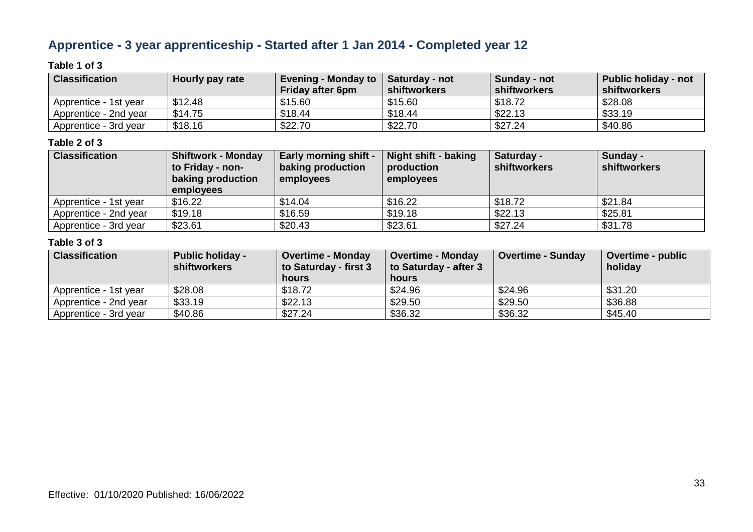## Apprentice - 3 year apprenticeship - Started after 1 Jan 2014 - Completed year 12

**Table 1 of 3**

| Classification | Hourly pay rate | Evening - Monday to Friday after 6pm | Saturday - not shiftworkers | Sunday - not shiftworkers | Public holiday - not shiftworkers |
|---|---|---|---|---|---|
| Apprentice - 1st year | $12.48 | $15.60 | $15.60 | $18.72 | $28.08 |
| Apprentice - 2nd year | $14.75 | $18.44 | $18.44 | $22.13 | $33.19 |
| Apprentice - 3rd year | $18.16 | $22.70 | $22.70 | $27.24 | $40.86 |

**Table 2 of 3**

| Classification | Shiftwork - Monday to Friday - non-baking production employees | Early morning shift - baking production employees | Night shift - baking production employees | Saturday - shiftworkers | Sunday - shiftworkers |
|---|---|---|---|---|---|
| Apprentice - 1st year | $16.22 | $14.04 | $16.22 | $18.72 | $21.84 |
| Apprentice - 2nd year | $19.18 | $16.59 | $19.18 | $22.13 | $25.81 |
| Apprentice - 3rd year | $23.61 | $20.43 | $23.61 | $27.24 | $31.78 |

**Table 3 of 3**

| Classification | Public holiday - shiftworkers | Overtime - Monday to Saturday - first 3 hours | Overtime - Monday to Saturday - after 3 hours | Overtime - Sunday | Overtime - public holiday |
|---|---|---|---|---|---|
| Apprentice - 1st year | $28.08 | $18.72 | $24.96 | $24.96 | $31.20 |
| Apprentice - 2nd year | $33.19 | $22.13 | $29.50 | $29.50 | $36.88 |
| Apprentice - 3rd year | $40.86 | $27.24 | $36.32 | $36.32 | $45.40 |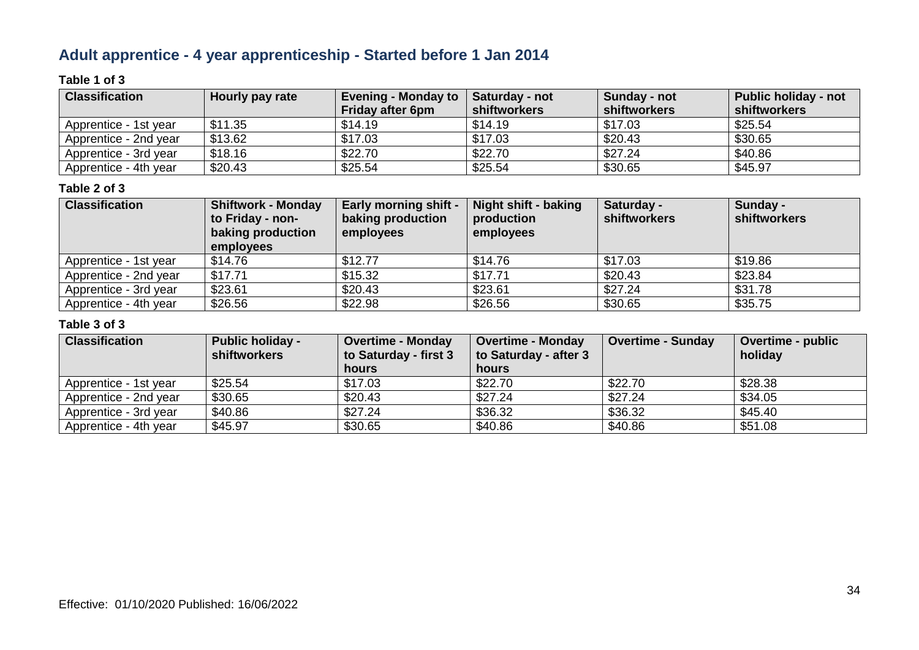## Adult apprentice - 4 year apprenticeship - Started before 1 Jan 2014

**Table 1 of 3**

| Classification | Hourly pay rate | Evening - Monday to Friday after 6pm | Saturday - not shiftworkers | Sunday - not shiftworkers | Public holiday - not shiftworkers |
|---|---|---|---|---|---|
| Apprentice - 1st year | $11.35 | $14.19 | $14.19 | $17.03 | $25.54 |
| Apprentice - 2nd year | $13.62 | $17.03 | $17.03 | $20.43 | $30.65 |
| Apprentice - 3rd year | $18.16 | $22.70 | $22.70 | $27.24 | $40.86 |
| Apprentice - 4th year | $20.43 | $25.54 | $25.54 | $30.65 | $45.97 |

**Table 2 of 3**

| Classification | Shiftwork - Monday to Friday - non-baking production employees | Early morning shift - baking production employees | Night shift - baking production employees | Saturday - shiftworkers | Sunday - shiftworkers |
|---|---|---|---|---|---|
| Apprentice - 1st year | $14.76 | $12.77 | $14.76 | $17.03 | $19.86 |
| Apprentice - 2nd year | $17.71 | $15.32 | $17.71 | $20.43 | $23.84 |
| Apprentice - 3rd year | $23.61 | $20.43 | $23.61 | $27.24 | $31.78 |
| Apprentice - 4th year | $26.56 | $22.98 | $26.56 | $30.65 | $35.75 |

**Table 3 of 3**

| Classification | Public holiday - shiftworkers | Overtime - Monday to Saturday - first 3 hours | Overtime - Monday to Saturday - after 3 hours | Overtime - Sunday | Overtime - public holiday |
|---|---|---|---|---|---|
| Apprentice - 1st year | $25.54 | $17.03 | $22.70 | $22.70 | $28.38 |
| Apprentice - 2nd year | $30.65 | $20.43 | $27.24 | $27.24 | $34.05 |
| Apprentice - 3rd year | $40.86 | $27.24 | $36.32 | $36.32 | $45.40 |
| Apprentice - 4th year | $45.97 | $30.65 | $40.86 | $40.86 | $51.08 |

Effective: 01/10/2020 Published: 16/06/2022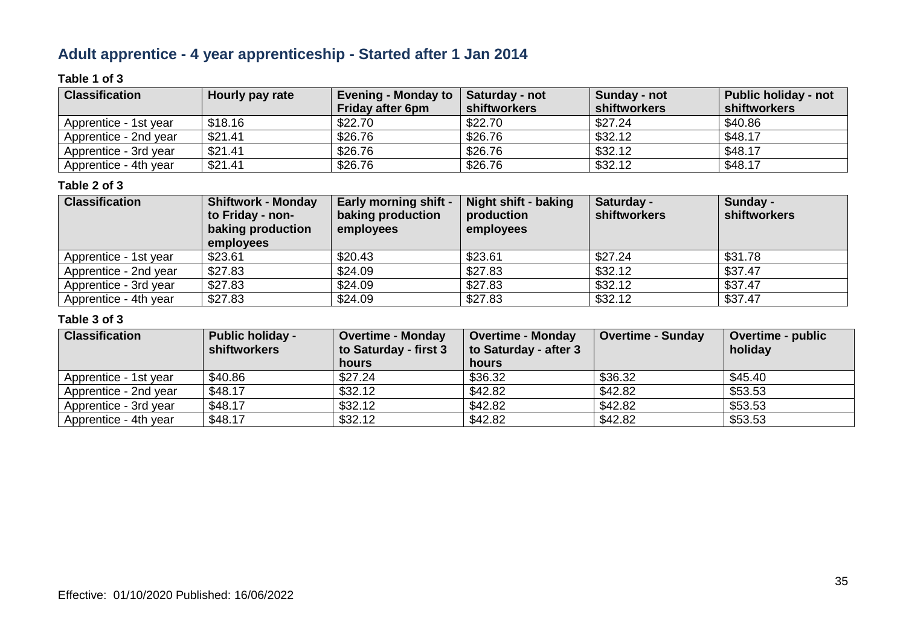## Adult apprentice - 4 year apprenticeship - Started after 1 Jan 2014

**Table 1 of 3**

| Classification | Hourly pay rate | Evening - Monday to Friday after 6pm | Saturday - not shiftworkers | Sunday - not shiftworkers | Public holiday - not shiftworkers |
|---|---|---|---|---|---|
| Apprentice - 1st year | $18.16 | $22.70 | $22.70 | $27.24 | $40.86 |
| Apprentice - 2nd year | $21.41 | $26.76 | $26.76 | $32.12 | $48.17 |
| Apprentice - 3rd year | $21.41 | $26.76 | $26.76 | $32.12 | $48.17 |
| Apprentice - 4th year | $21.41 | $26.76 | $26.76 | $32.12 | $48.17 |

**Table 2 of 3**

| Classification | Shiftwork - Monday to Friday - non-baking production employees | Early morning shift - baking production employees | Night shift - baking production employees | Saturday - shiftworkers | Sunday - shiftworkers |
|---|---|---|---|---|---|
| Apprentice - 1st year | $23.61 | $20.43 | $23.61 | $27.24 | $31.78 |
| Apprentice - 2nd year | $27.83 | $24.09 | $27.83 | $32.12 | $37.47 |
| Apprentice - 3rd year | $27.83 | $24.09 | $27.83 | $32.12 | $37.47 |
| Apprentice - 4th year | $27.83 | $24.09 | $27.83 | $32.12 | $37.47 |

**Table 3 of 3**

| Classification | Public holiday - shiftworkers | Overtime - Monday to Saturday - first 3 hours | Overtime - Monday to Saturday - after 3 hours | Overtime - Sunday | Overtime - public holiday |
|---|---|---|---|---|---|
| Apprentice - 1st year | $40.86 | $27.24 | $36.32 | $36.32 | $45.40 |
| Apprentice - 2nd year | $48.17 | $32.12 | $42.82 | $42.82 | $53.53 |
| Apprentice - 3rd year | $48.17 | $32.12 | $42.82 | $42.82 | $53.53 |
| Apprentice - 4th year | $48.17 | $32.12 | $42.82 | $42.82 | $53.53 |

Effective: 01/10/2020 Published: 16/06/2022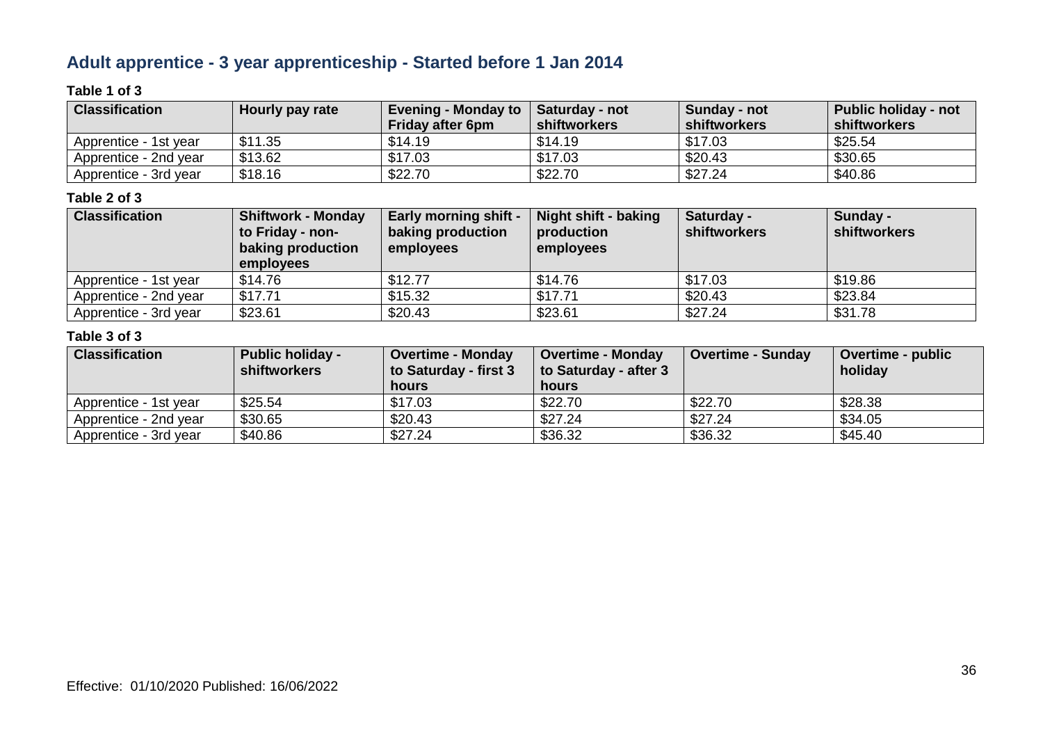## Adult apprentice - 3 year apprenticeship - Started before 1 Jan 2014

**Table 1 of 3**

| Classification | Hourly pay rate | Evening - Monday to Friday after 6pm | Saturday - not shiftworkers | Sunday - not shiftworkers | Public holiday - not shiftworkers |
|---|---|---|---|---|---|
| Apprentice - 1st year | $11.35 | $14.19 | $14.19 | $17.03 | $25.54 |
| Apprentice - 2nd year | $13.62 | $17.03 | $17.03 | $20.43 | $30.65 |
| Apprentice - 3rd year | $18.16 | $22.70 | $22.70 | $27.24 | $40.86 |

**Table 2 of 3**

| Classification | Shiftwork - Monday to Friday - non-baking production employees | Early morning shift - baking production employees | Night shift - baking production employees | Saturday - shiftworkers | Sunday - shiftworkers |
|---|---|---|---|---|---|
| Apprentice - 1st year | $14.76 | $12.77 | $14.76 | $17.03 | $19.86 |
| Apprentice - 2nd year | $17.71 | $15.32 | $17.71 | $20.43 | $23.84 |
| Apprentice - 3rd year | $23.61 | $20.43 | $23.61 | $27.24 | $31.78 |

**Table 3 of 3**

| Classification | Public holiday - shiftworkers | Overtime - Monday to Saturday - first 3 hours | Overtime - Monday to Saturday - after 3 hours | Overtime - Sunday | Overtime - public holiday |
|---|---|---|---|---|---|
| Apprentice - 1st year | $25.54 | $17.03 | $22.70 | $22.70 | $28.38 |
| Apprentice - 2nd year | $30.65 | $20.43 | $27.24 | $27.24 | $34.05 |
| Apprentice - 3rd year | $40.86 | $27.24 | $36.32 | $36.32 | $45.40 |

Effective: 01/10/2020 Published: 16/06/2022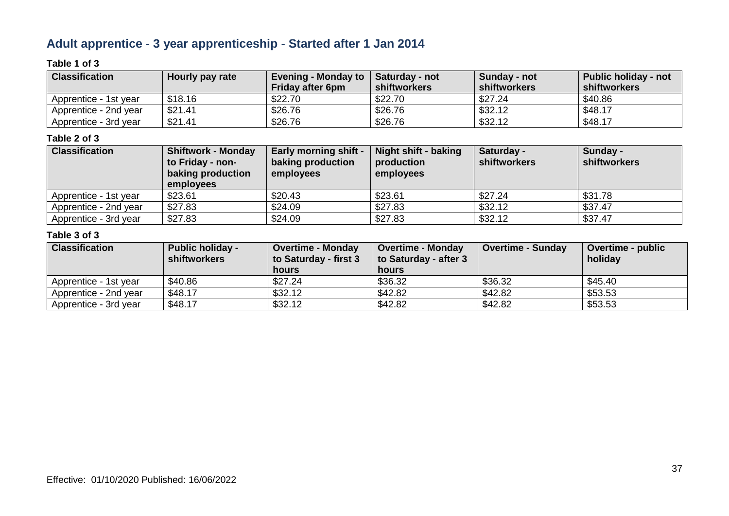## Adult apprentice - 3 year apprenticeship - Started after 1 Jan 2014

**Table 1 of 3**

| Classification | Hourly pay rate | Evening - Monday to Friday after 6pm | Saturday - not shiftworkers | Sunday - not shiftworkers | Public holiday - not shiftworkers |
|---|---|---|---|---|---|
| Apprentice - 1st year | $18.16 | $22.70 | $22.70 | $27.24 | $40.86 |
| Apprentice - 2nd year | $21.41 | $26.76 | $26.76 | $32.12 | $48.17 |
| Apprentice - 3rd year | $21.41 | $26.76 | $26.76 | $32.12 | $48.17 |

**Table 2 of 3**

| Classification | Shiftwork - Monday to Friday - non-baking production employees | Early morning shift - baking production employees | Night shift - baking production employees | Saturday - shiftworkers | Sunday - shiftworkers |
|---|---|---|---|---|---|
| Apprentice - 1st year | $23.61 | $20.43 | $23.61 | $27.24 | $31.78 |
| Apprentice - 2nd year | $27.83 | $24.09 | $27.83 | $32.12 | $37.47 |
| Apprentice - 3rd year | $27.83 | $24.09 | $27.83 | $32.12 | $37.47 |

**Table 3 of 3**

| Classification | Public holiday - shiftworkers | Overtime - Monday to Saturday - first 3 hours | Overtime - Monday to Saturday - after 3 hours | Overtime - Sunday | Overtime - public holiday |
|---|---|---|---|---|---|
| Apprentice - 1st year | $40.86 | $27.24 | $36.32 | $36.32 | $45.40 |
| Apprentice - 2nd year | $48.17 | $32.12 | $42.82 | $42.82 | $53.53 |
| Apprentice - 3rd year | $48.17 | $32.12 | $42.82 | $42.82 | $53.53 |

Effective: 01/10/2020 Published: 16/06/2022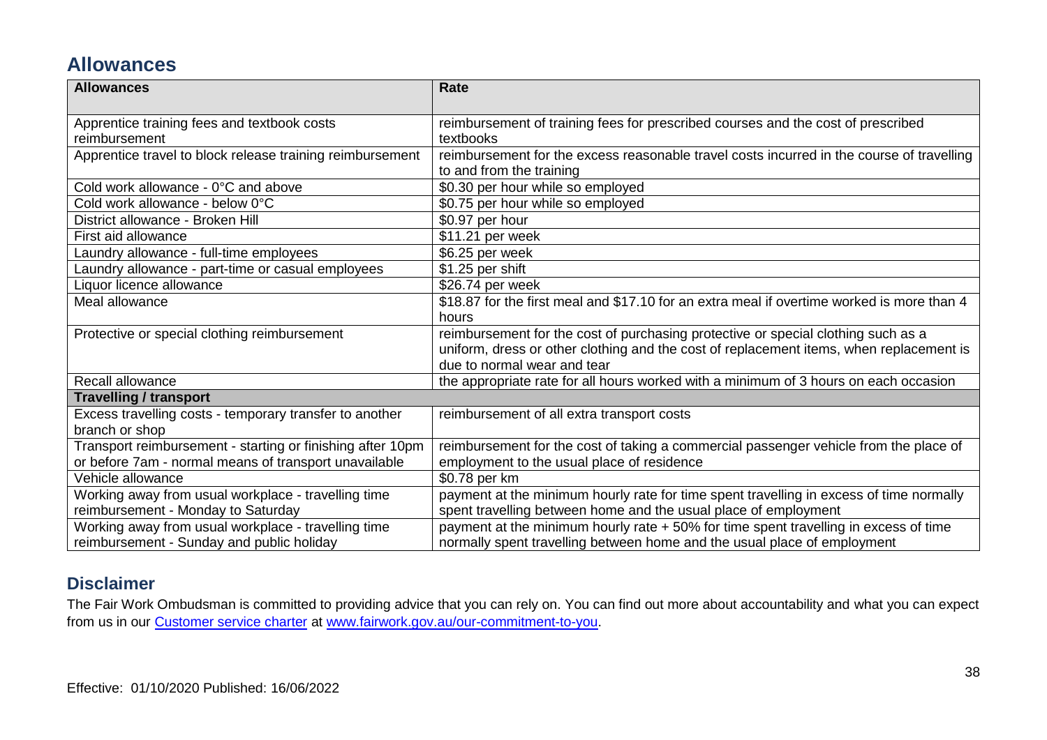## Allowances

| Allowances | Rate |
|---|---|
| Apprentice training fees and textbook costs reimbursement | reimbursement of training fees for prescribed courses and the cost of prescribed textbooks |
| Apprentice travel to block release training reimbursement | reimbursement for the excess reasonable travel costs incurred in the course of travelling to and from the training |
| Cold work allowance - 0°C and above | \$0.30 per hour while so employed |
| Cold work allowance - below 0°C | \$0.75 per hour while so employed |
| District allowance - Broken Hill | \$0.97 per hour |
| First aid allowance | \$11.21 per week |
| Laundry allowance - full-time employees | \$6.25 per week |
| Laundry allowance - part-time or casual employees | \$1.25 per shift |
| Liquor licence allowance | \$26.74 per week |
| Meal allowance | \$18.87 for the first meal and \$17.10 for an extra meal if overtime worked is more than 4 hours |
| Protective or special clothing reimbursement | reimbursement for the cost of purchasing protective or special clothing such as a uniform, dress or other clothing and the cost of replacement items, when replacement is due to normal wear and tear |
| Recall allowance | the appropriate rate for all hours worked with a minimum of 3 hours on each occasion |
| **Travelling / transport** | |
| Excess travelling costs - temporary transfer to another branch or shop | reimbursement of all extra transport costs |
| Transport reimbursement - starting or finishing after 10pm or before 7am - normal means of transport unavailable | reimbursement for the cost of taking a commercial passenger vehicle from the place of employment to the usual place of residence |
| Vehicle allowance | \$0.78 per km |
| Working away from usual workplace - travelling time reimbursement - Monday to Saturday | payment at the minimum hourly rate for time spent travelling in excess of time normally spent travelling between home and the usual place of employment |
| Working away from usual workplace - travelling time reimbursement - Sunday and public holiday | payment at the minimum hourly rate + 50% for time spent travelling in excess of time normally spent travelling between home and the usual place of employment |

## Disclaimer

The Fair Work Ombudsman is committed to providing advice that you can rely on. You can find out more about accountability and what you can expect from us in our [Customer service charter](www.fairwork.gov.au/our-commitment-to-you) at [www.fairwork.gov.au/our-commitment-to-you](www.fairwork.gov.au/our-commitment-to-you).

Effective: 01/10/2020 Published: 16/06/2022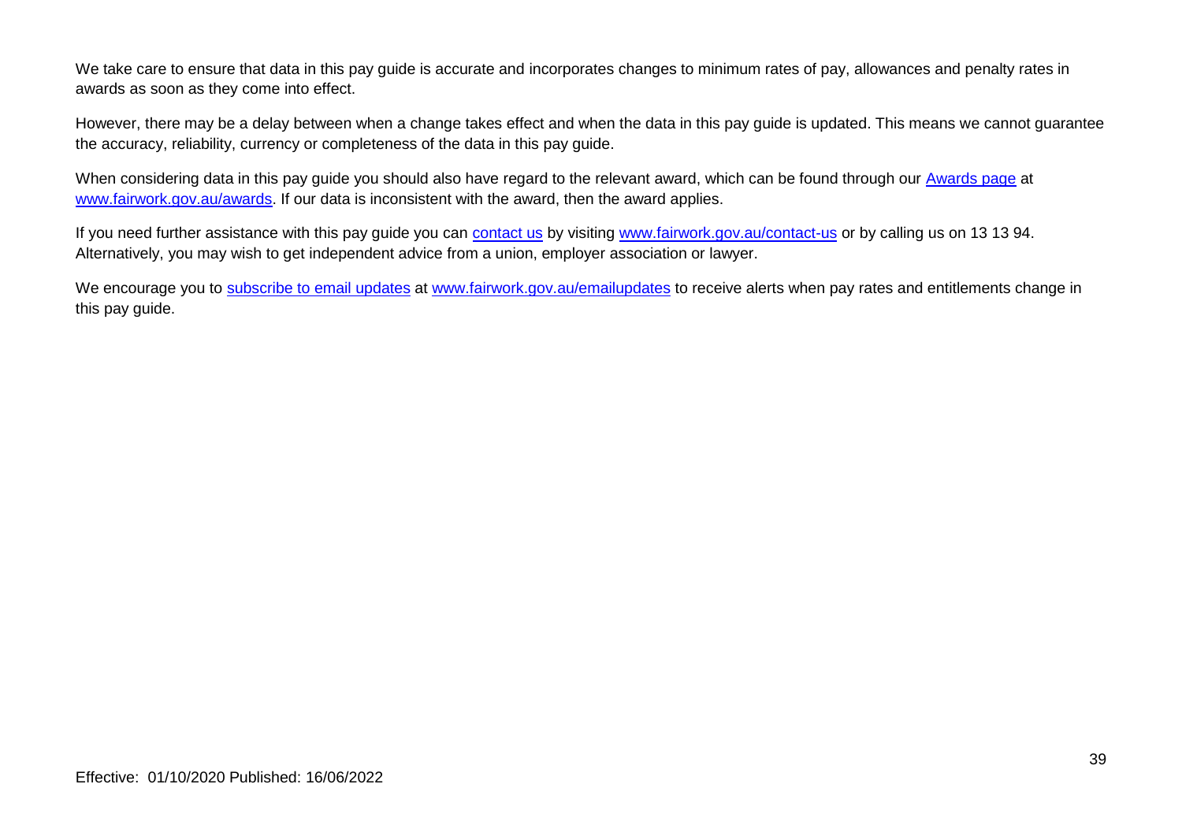We take care to ensure that data in this pay guide is accurate and incorporates changes to minimum rates of pay, allowances and penalty rates in awards as soon as they come into effect.

However, there may be a delay between when a change takes effect and when the data in this pay guide is updated. This means we cannot guarantee the accuracy, reliability, currency or completeness of the data in this pay guide.

When considering data in this pay guide you should also have regard to the relevant award, which can be found through our [Awards page](www.fairwork.gov.au/awards) at [www.fairwork.gov.au/awards](www.fairwork.gov.au/awards). If our data is inconsistent with the award, then the award applies.

If you need further assistance with this pay guide you can [contact us](www.fairwork.gov.au/contact-us) by visiting [www.fairwork.gov.au/contact-us](www.fairwork.gov.au/contact-us) or by calling us on 13 13 94. Alternatively, you may wish to get independent advice from a union, employer association or lawyer.

We encourage you to [subscribe to email updates](www.fairwork.gov.au/emailupdates) at [www.fairwork.gov.au/emailupdates](www.fairwork.gov.au/emailupdates) to receive alerts when pay rates and entitlements change in this pay guide.

Effective: 01/10/2020 Published: 16/06/2022